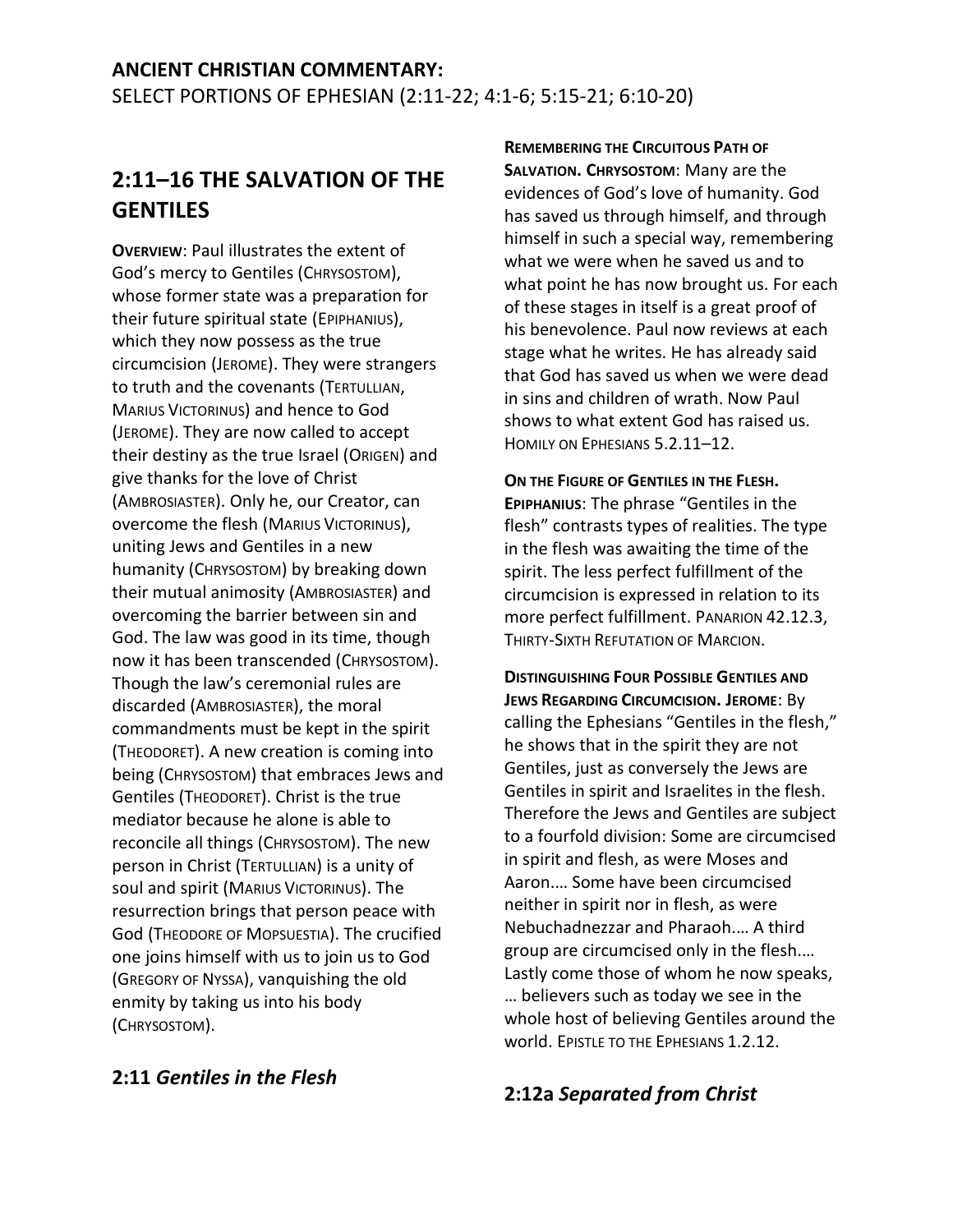**ANCIENT CHRISTIAN COMMENTARY:**
SELECT PORTIONS OF EPHESIAN (2:11-22; 4:1-6; 5:15-21; 6:10-20)

## 2:11–16 THE SALVATION OF THE GENTILES

**OVERVIEW**: Paul illustrates the extent of God's mercy to Gentiles (CHRYSOSTOM), whose former state was a preparation for their future spiritual state (EPIPHANIUS), which they now possess as the true circumcision (JEROME). They were strangers to truth and the covenants (TERTULLIAN, MARIUS VICTORINUS) and hence to God (JEROME). They are now called to accept their destiny as the true Israel (ORIGEN) and give thanks for the love of Christ (AMBROSIASTER). Only he, our Creator, can overcome the flesh (MARIUS VICTORINUS), uniting Jews and Gentiles in a new humanity (CHRYSOSTOM) by breaking down their mutual animosity (AMBROSIASTER) and overcoming the barrier between sin and God. The law was good in its time, though now it has been transcended (CHRYSOSTOM). Though the law's ceremonial rules are discarded (AMBROSIASTER), the moral commandments must be kept in the spirit (THEODORET). A new creation is coming into being (CHRYSOSTOM) that embraces Jews and Gentiles (THEODORET). Christ is the true mediator because he alone is able to reconcile all things (CHRYSOSTOM). The new person in Christ (TERTULLIAN) is a unity of soul and spirit (MARIUS VICTORINUS). The resurrection brings that person peace with God (THEODORE OF MOPSUESTIA). The crucified one joins himself with us to join us to God (GREGORY OF NYSSA), vanquishing the old enmity by taking us into his body (CHRYSOSTOM).

## 2:11 *Gentiles in the Flesh*

**REMEMBERING THE CIRCUITOUS PATH OF SALVATION. CHRYSOSTOM**: Many are the evidences of God's love of humanity. God has saved us through himself, and through himself in such a special way, remembering what we were when he saved us and to what point he has now brought us. For each of these stages in itself is a great proof of his benevolence. Paul now reviews at each stage what he writes. He has already said that God has saved us when we were dead in sins and children of wrath. Now Paul shows to what extent God has raised us. HOMILY ON EPHESIANS 5.2.11–12.

**ON THE FIGURE OF GENTILES IN THE FLESH. EPIPHANIUS**: The phrase "Gentiles in the flesh" contrasts types of realities. The type in the flesh was awaiting the time of the spirit. The less perfect fulfillment of the circumcision is expressed in relation to its more perfect fulfillment. PANARION 42.12.3, THIRTY-SIXTH REFUTATION OF MARCION.

**DISTINGUISHING FOUR POSSIBLE GENTILES AND JEWS REGARDING CIRCUMCISION. JEROME**: By calling the Ephesians "Gentiles in the flesh," he shows that in the spirit they are not Gentiles, just as conversely the Jews are Gentiles in spirit and Israelites in the flesh. Therefore the Jews and Gentiles are subject to a fourfold division: Some are circumcised in spirit and flesh, as were Moses and Aaron.… Some have been circumcised neither in spirit nor in flesh, as were Nebuchadnezzar and Pharaoh.… A third group are circumcised only in the flesh.… Lastly come those of whom he now speaks, … believers such as today we see in the whole host of believing Gentiles around the world. EPISTLE TO THE EPHESIANS 1.2.12.

## 2:12a *Separated from Christ*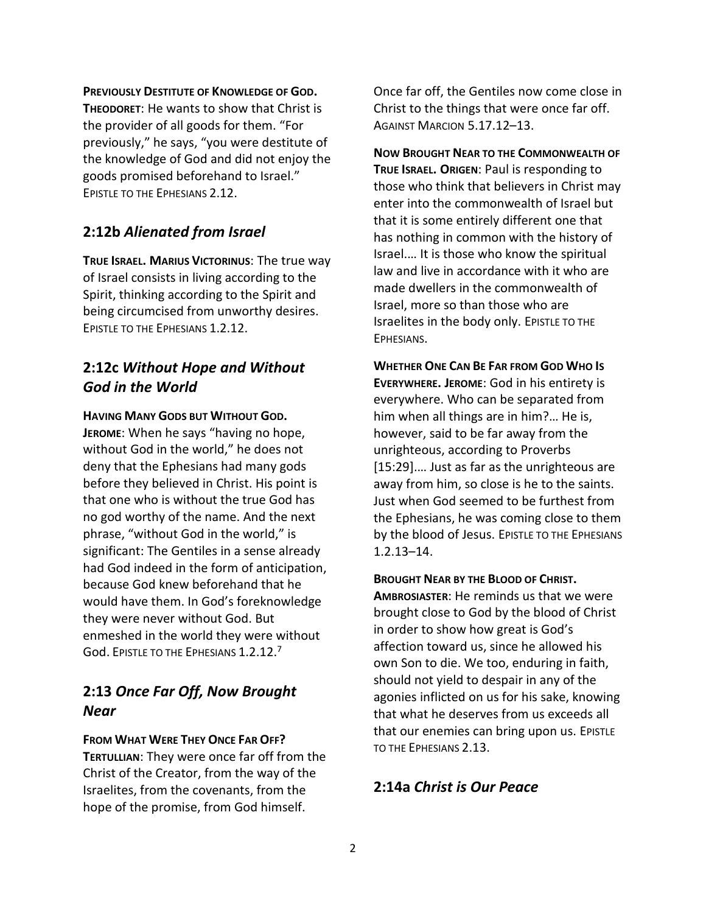**Previously Destitute of Knowledge of God. Theodoret**: He wants to show that Christ is the provider of all goods for them. "For previously," he says, "you were destitute of the knowledge of God and did not enjoy the goods promised beforehand to Israel." Epistle to the Ephesians 2.12.

## 2:12b *Alienated from Israel*

**True Israel. Marius Victorinus**: The true way of Israel consists in living according to the Spirit, thinking according to the Spirit and being circumcised from unworthy desires. Epistle to the Ephesians 1.2.12.

## 2:12c *Without Hope and Without God in the World*

**Having Many Gods but Without God. Jerome**: When he says "having no hope, without God in the world," he does not deny that the Ephesians had many gods before they believed in Christ. His point is that one who is without the true God has no god worthy of the name. And the next phrase, "without God in the world," is significant: The Gentiles in a sense already had God indeed in the form of anticipation, because God knew beforehand that he would have them. In God's foreknowledge they were never without God. But enmeshed in the world they were without God. Epistle to the Ephesians 1.2.12.[7]

## 2:13 *Once Far Off, Now Brought Near*

**From What Were They Once Far Off? Tertullian**: They were once far off from the Christ of the Creator, from the way of the Israelites, from the covenants, from the hope of the promise, from God himself. Once far off, the Gentiles now come close in Christ to the things that were once far off. Against Marcion 5.17.12–13.

**Now Brought Near to the Commonwealth of True Israel. Origen**: Paul is responding to those who think that believers in Christ may enter into the commonwealth of Israel but that it is some entirely different one that has nothing in common with the history of Israel.… It is those who know the spiritual law and live in accordance with it who are made dwellers in the commonwealth of Israel, more so than those who are Israelites in the body only. Epistle to the Ephesians.

**Whether One Can Be Far from God Who Is Everywhere. Jerome**: God in his entirety is everywhere. Who can be separated from him when all things are in him?… He is, however, said to be far away from the unrighteous, according to Proverbs [15:29].… Just as far as the unrighteous are away from him, so close is he to the saints. Just when God seemed to be furthest from the Ephesians, he was coming close to them by the blood of Jesus. Epistle to the Ephesians 1.2.13–14.

**Brought Near by the Blood of Christ. Ambrosiaster**: He reminds us that we were brought close to God by the blood of Christ in order to show how great is God's affection toward us, since he allowed his own Son to die. We too, enduring in faith, should not yield to despair in any of the agonies inflicted on us for his sake, knowing that what he deserves from us exceeds all that our enemies can bring upon us. Epistle to the Ephesians 2.13.

## 2:14a *Christ is Our Peace*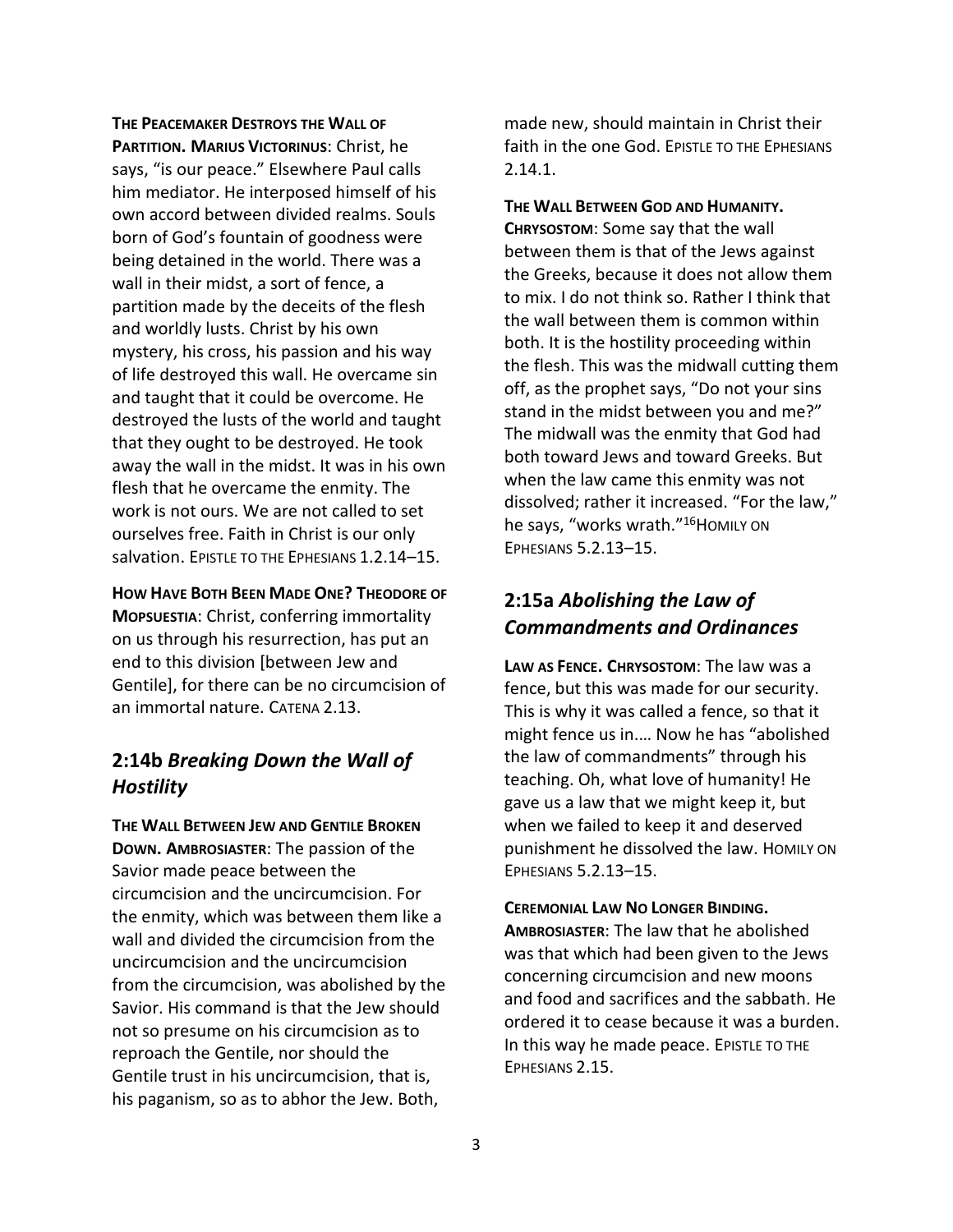**THE PEACEMAKER DESTROYS THE WALL OF PARTITION. MARIUS VICTORINUS**: Christ, he says, "is our peace." Elsewhere Paul calls him mediator. He interposed himself of his own accord between divided realms. Souls born of God's fountain of goodness were being detained in the world. There was a wall in their midst, a sort of fence, a partition made by the deceits of the flesh and worldly lusts. Christ by his own mystery, his cross, his passion and his way of life destroyed this wall. He overcame sin and taught that it could be overcome. He destroyed the lusts of the world and taught that they ought to be destroyed. He took away the wall in the midst. It was in his own flesh that he overcame the enmity. The work is not ours. We are not called to set ourselves free. Faith in Christ is our only salvation. EPISTLE TO THE EPHESIANS 1.2.14–15.

**HOW HAVE BOTH BEEN MADE ONE? THEODORE OF MOPSUESTIA**: Christ, conferring immortality on us through his resurrection, has put an end to this division [between Jew and Gentile], for there can be no circumcision of an immortal nature. CATENA 2.13.

## 2:14b *Breaking Down the Wall of Hostility*

**THE WALL BETWEEN JEW AND GENTILE BROKEN DOWN. AMBROSIASTER**: The passion of the Savior made peace between the circumcision and the uncircumcision. For the enmity, which was between them like a wall and divided the circumcision from the uncircumcision and the uncircumcision from the circumcision, was abolished by the Savior. His command is that the Jew should not so presume on his circumcision as to reproach the Gentile, nor should the Gentile trust in his uncircumcision, that is, his paganism, so as to abhor the Jew. Both, made new, should maintain in Christ their faith in the one God. EPISTLE TO THE EPHESIANS 2.14.1.

**THE WALL BETWEEN GOD AND HUMANITY. CHRYSOSTOM**: Some say that the wall between them is that of the Jews against the Greeks, because it does not allow them to mix. I do not think so. Rather I think that the wall between them is common within both. It is the hostility proceeding within the flesh. This was the midwall cutting them off, as the prophet says, "Do not your sins stand in the midst between you and me?" The midwall was the enmity that God had both toward Jews and toward Greeks. But when the law came this enmity was not dissolved; rather it increased. "For the law," he says, "works wrath."[16] HOMILY ON EPHESIANS 5.2.13–15.

## 2:15a *Abolishing the Law of Commandments and Ordinances*

**LAW AS FENCE. CHRYSOSTOM**: The law was a fence, but this was made for our security. This is why it was called a fence, so that it might fence us in.… Now he has "abolished the law of commandments" through his teaching. Oh, what love of humanity! He gave us a law that we might keep it, but when we failed to keep it and deserved punishment he dissolved the law. HOMILY ON EPHESIANS 5.2.13–15.

**CEREMONIAL LAW NO LONGER BINDING. AMBROSIASTER**: The law that he abolished was that which had been given to the Jews concerning circumcision and new moons and food and sacrifices and the sabbath. He ordered it to cease because it was a burden. In this way he made peace. EPISTLE TO THE EPHESIANS 2.15.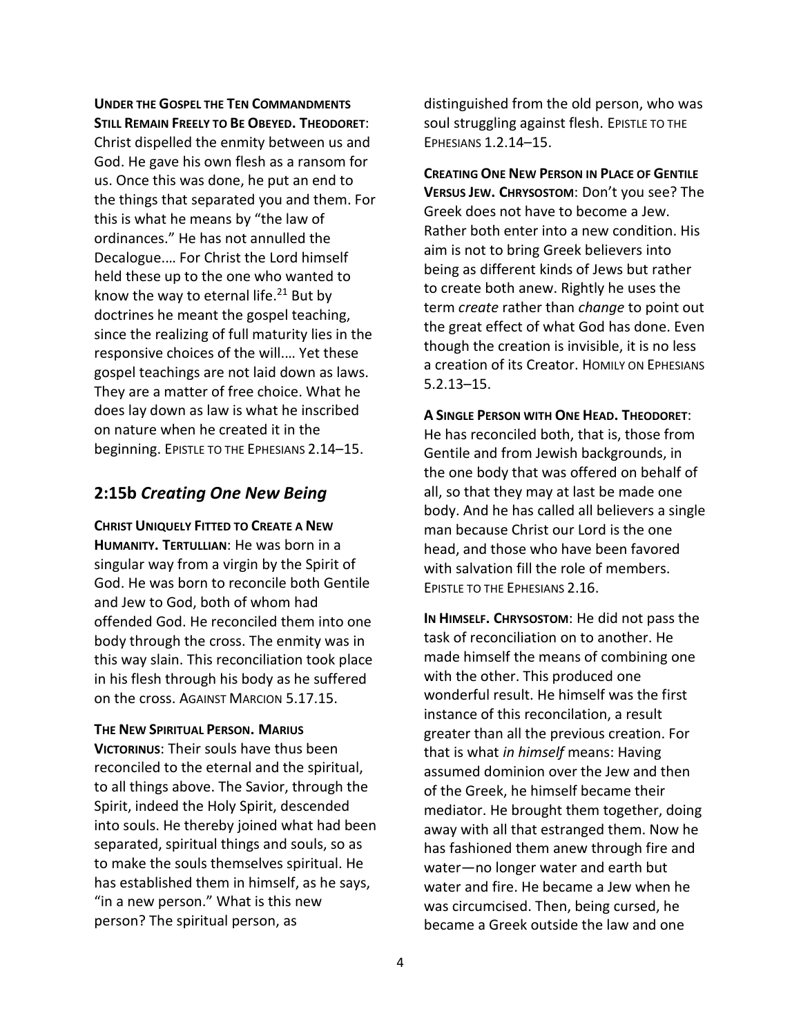**Under the Gospel the Ten Commandments Still Remain Freely to Be Obeyed. Theodoret**: Christ dispelled the enmity between us and God. He gave his own flesh as a ransom for us. Once this was done, he put an end to the things that separated you and them. For this is what he means by "the law of ordinances." He has not annulled the Decalogue.… For Christ the Lord himself held these up to the one who wanted to know the way to eternal life.[21] But by doctrines he meant the gospel teaching, since the realizing of full maturity lies in the responsive choices of the will.… Yet these gospel teachings are not laid down as laws. They are a matter of free choice. What he does lay down as law is what he inscribed on nature when he created it in the beginning. Epistle to the Ephesians 2.14–15.

## 2:15b *Creating One New Being*

**Christ Uniquely Fitted to Create a New Humanity. Tertullian**: He was born in a singular way from a virgin by the Spirit of God. He was born to reconcile both Gentile and Jew to God, both of whom had offended God. He reconciled them into one body through the cross. The enmity was in this way slain. This reconciliation took place in his flesh through his body as he suffered on the cross. Against Marcion 5.17.15.

**The New Spiritual Person. Marius Victorinus**: Their souls have thus been reconciled to the eternal and the spiritual, to all things above. The Savior, through the Spirit, indeed the Holy Spirit, descended into souls. He thereby joined what had been separated, spiritual things and souls, so as to make the souls themselves spiritual. He has established them in himself, as he says, "in a new person." What is this new person? The spiritual person, as distinguished from the old person, who was soul struggling against flesh. Epistle to the Ephesians 1.2.14–15.

**Creating One New Person in Place of Gentile Versus Jew. Chrysostom**: Don't you see? The Greek does not have to become a Jew. Rather both enter into a new condition. His aim is not to bring Greek believers into being as different kinds of Jews but rather to create both anew. Rightly he uses the term *create* rather than *change* to point out the great effect of what God has done. Even though the creation is invisible, it is no less a creation of its Creator. Homily on Ephesians 5.2.13–15.

**A Single Person with One Head. Theodoret**: He has reconciled both, that is, those from Gentile and from Jewish backgrounds, in the one body that was offered on behalf of all, so that they may at last be made one body. And he has called all believers a single man because Christ our Lord is the one head, and those who have been favored with salvation fill the role of members. Epistle to the Ephesians 2.16.

**In Himself. Chrysostom**: He did not pass the task of reconciliation on to another. He made himself the means of combining one with the other. This produced one wonderful result. He himself was the first instance of this reconcilation, a result greater than all the previous creation. For that is what *in himself* means: Having assumed dominion over the Jew and then of the Greek, he himself became their mediator. He brought them together, doing away with all that estranged them. Now he has fashioned them anew through fire and water—no longer water and earth but water and fire. He became a Jew when he was circumcised. Then, being cursed, he became a Greek outside the law and one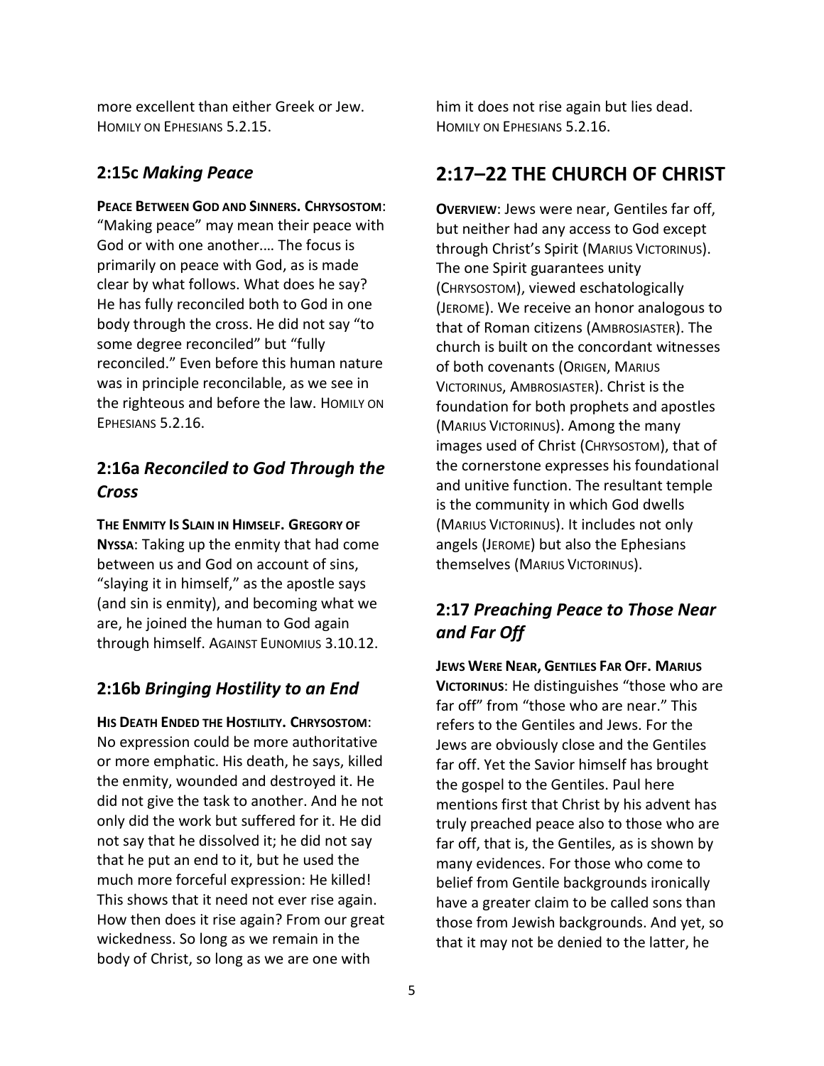more excellent than either Greek or Jew. HOMILY ON EPHESIANS 5.2.15.

### 2:15c *Making Peace*

**PEACE BETWEEN GOD AND SINNERS. CHRYSOSTOM**: "Making peace" may mean their peace with God or with one another.… The focus is primarily on peace with God, as is made clear by what follows. What does he say? He has fully reconciled both to God in one body through the cross. He did not say "to some degree reconciled" but "fully reconciled." Even before this human nature was in principle reconcilable, as we see in the righteous and before the law. HOMILY ON EPHESIANS 5.2.16.

### 2:16a *Reconciled to God Through the Cross*

**THE ENMITY IS SLAIN IN HIMSELF. GREGORY OF NYSSA**: Taking up the enmity that had come between us and God on account of sins, "slaying it in himself," as the apostle says (and sin is enmity), and becoming what we are, he joined the human to God again through himself. AGAINST EUNOMIUS 3.10.12.

### 2:16b *Bringing Hostility to an End*

**HIS DEATH ENDED THE HOSTILITY. CHRYSOSTOM**: No expression could be more authoritative or more emphatic. His death, he says, killed the enmity, wounded and destroyed it. He did not give the task to another. And he not only did the work but suffered for it. He did not say that he dissolved it; he did not say that he put an end to it, but he used the much more forceful expression: He killed! This shows that it need not ever rise again. How then does it rise again? From our great wickedness. So long as we remain in the body of Christ, so long as we are one with him it does not rise again but lies dead. HOMILY ON EPHESIANS 5.2.16.

## 2:17–22 THE CHURCH OF CHRIST

**OVERVIEW**: Jews were near, Gentiles far off, but neither had any access to God except through Christ's Spirit (MARIUS VICTORINUS). The one Spirit guarantees unity (CHRYSOSTOM), viewed eschatologically (JEROME). We receive an honor analogous to that of Roman citizens (AMBROSIASTER). The church is built on the concordant witnesses of both covenants (ORIGEN, MARIUS VICTORINUS, AMBROSIASTER). Christ is the foundation for both prophets and apostles (MARIUS VICTORINUS). Among the many images used of Christ (CHRYSOSTOM), that of the cornerstone expresses his foundational and unitive function. The resultant temple is the community in which God dwells (MARIUS VICTORINUS). It includes not only angels (JEROME) but also the Ephesians themselves (MARIUS VICTORINUS).

### 2:17 *Preaching Peace to Those Near and Far Off*

**JEWS WERE NEAR, GENTILES FAR OFF. MARIUS VICTORINUS**: He distinguishes "those who are far off" from "those who are near." This refers to the Gentiles and Jews. For the Jews are obviously close and the Gentiles far off. Yet the Savior himself has brought the gospel to the Gentiles. Paul here mentions first that Christ by his advent has truly preached peace also to those who are far off, that is, the Gentiles, as is shown by many evidences. For those who come to belief from Gentile backgrounds ironically have a greater claim to be called sons than those from Jewish backgrounds. And yet, so that it may not be denied to the latter, he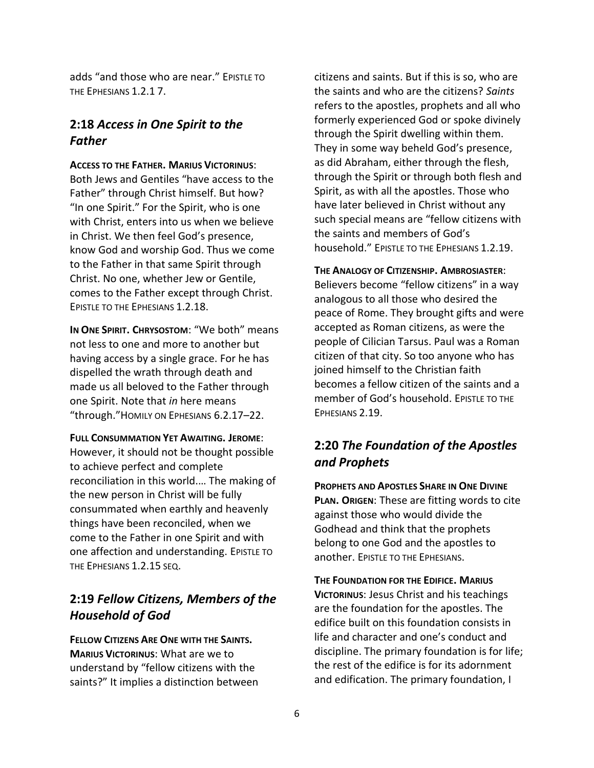adds "and those who are near." EPISTLE TO THE EPHESIANS 1.2.1 7.

## 2:18 *Access in One Spirit to the Father*

**ACCESS TO THE FATHER. MARIUS VICTORINUS**: Both Jews and Gentiles "have access to the Father" through Christ himself. But how? "In one Spirit." For the Spirit, who is one with Christ, enters into us when we believe in Christ. We then feel God's presence, know God and worship God. Thus we come to the Father in that same Spirit through Christ. No one, whether Jew or Gentile, comes to the Father except through Christ. EPISTLE TO THE EPHESIANS 1.2.18.

**IN ONE SPIRIT. CHRYSOSTOM**: "We both" means not less to one and more to another but having access by a single grace. For he has dispelled the wrath through death and made us all beloved to the Father through one Spirit. Note that *in* here means "through."HOMILY ON EPHESIANS 6.2.17–22.

**FULL CONSUMMATION YET AWAITING. JEROME**: However, it should not be thought possible to achieve perfect and complete reconciliation in this world.… The making of the new person in Christ will be fully consummated when earthly and heavenly things have been reconciled, when we come to the Father in one Spirit and with one affection and understanding. EPISTLE TO THE EPHESIANS 1.2.15 SEQ.

## 2:19 *Fellow Citizens, Members of the Household of God*

**FELLOW CITIZENS ARE ONE WITH THE SAINTS. MARIUS VICTORINUS**: What are we to understand by "fellow citizens with the saints?" It implies a distinction between citizens and saints. But if this is so, who are the saints and who are the citizens? *Saints* refers to the apostles, prophets and all who formerly experienced God or spoke divinely through the Spirit dwelling within them. They in some way beheld God's presence, as did Abraham, either through the flesh, through the Spirit or through both flesh and Spirit, as with all the apostles. Those who have later believed in Christ without any such special means are "fellow citizens with the saints and members of God's household." EPISTLE TO THE EPHESIANS 1.2.19.

**THE ANALOGY OF CITIZENSHIP. AMBROSIASTER**: Believers become "fellow citizens" in a way analogous to all those who desired the peace of Rome. They brought gifts and were accepted as Roman citizens, as were the people of Cilician Tarsus. Paul was a Roman citizen of that city. So too anyone who has joined himself to the Christian faith becomes a fellow citizen of the saints and a member of God's household. EPISTLE TO THE EPHESIANS 2.19.

## 2:20 *The Foundation of the Apostles and Prophets*

**PROPHETS AND APOSTLES SHARE IN ONE DIVINE PLAN. ORIGEN**: These are fitting words to cite against those who would divide the Godhead and think that the prophets belong to one God and the apostles to another. EPISTLE TO THE EPHESIANS.

**THE FOUNDATION FOR THE EDIFICE. MARIUS VICTORINUS**: Jesus Christ and his teachings are the foundation for the apostles. The edifice built on this foundation consists in life and character and one's conduct and discipline. The primary foundation is for life; the rest of the edifice is for its adornment and edification. The primary foundation, I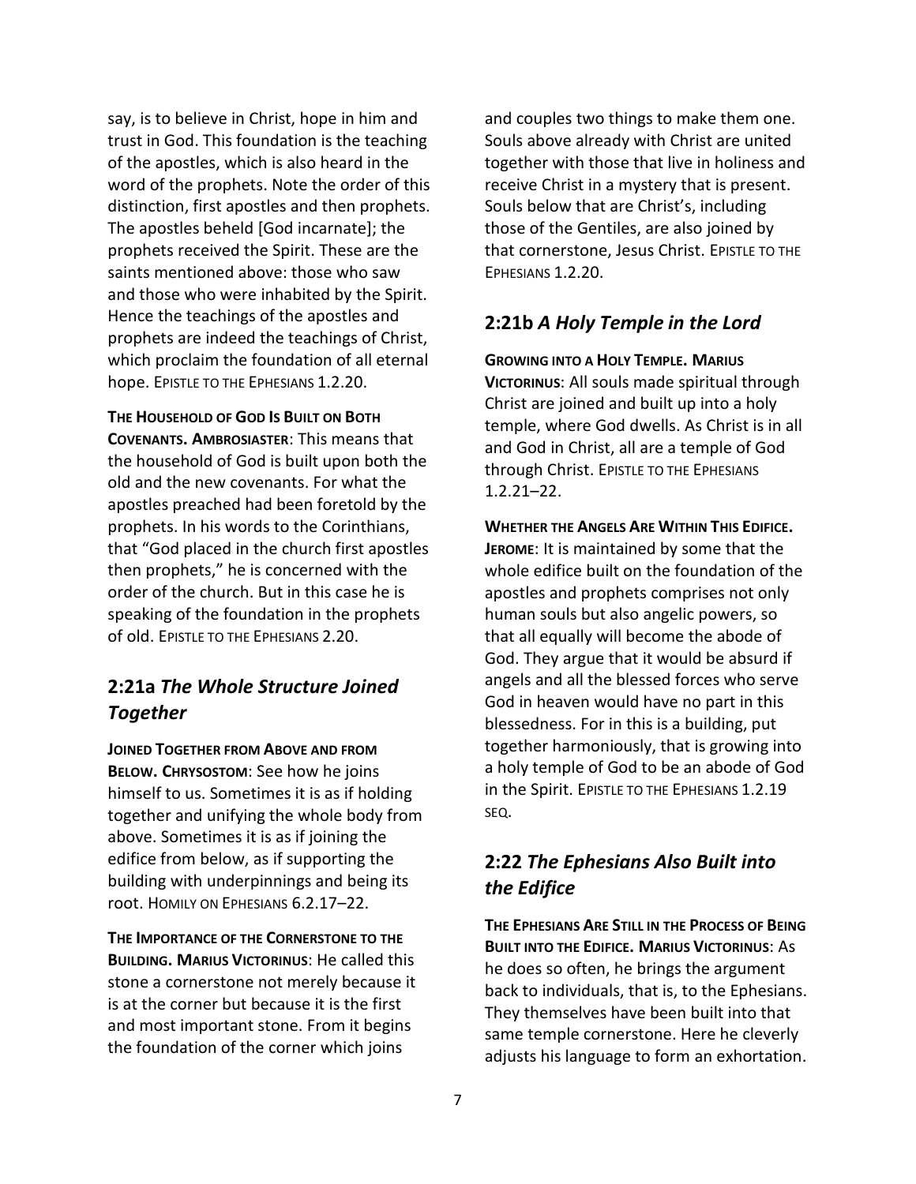say, is to believe in Christ, hope in him and trust in God. This foundation is the teaching of the apostles, which is also heard in the word of the prophets. Note the order of this distinction, first apostles and then prophets. The apostles beheld [God incarnate]; the prophets received the Spirit. These are the saints mentioned above: those who saw and those who were inhabited by the Spirit. Hence the teachings of the apostles and prophets are indeed the teachings of Christ, which proclaim the foundation of all eternal hope. EPISTLE TO THE EPHESIANS 1.2.20.

**THE HOUSEHOLD OF GOD IS BUILT ON BOTH COVENANTS. AMBROSIASTER**: This means that the household of God is built upon both the old and the new covenants. For what the apostles preached had been foretold by the prophets. In his words to the Corinthians, that "God placed in the church first apostles then prophets," he is concerned with the order of the church. But in this case he is speaking of the foundation in the prophets of old. EPISTLE TO THE EPHESIANS 2.20.

## 2:21a *The Whole Structure Joined Together*

**JOINED TOGETHER FROM ABOVE AND FROM BELOW. CHRYSOSTOM**: See how he joins himself to us. Sometimes it is as if holding together and unifying the whole body from above. Sometimes it is as if joining the edifice from below, as if supporting the building with underpinnings and being its root. HOMILY ON EPHESIANS 6.2.17–22.

**THE IMPORTANCE OF THE CORNERSTONE TO THE BUILDING. MARIUS VICTORINUS**: He called this stone a cornerstone not merely because it is at the corner but because it is the first and most important stone. From it begins the foundation of the corner which joins and couples two things to make them one. Souls above already with Christ are united together with those that live in holiness and receive Christ in a mystery that is present. Souls below that are Christ's, including those of the Gentiles, are also joined by that cornerstone, Jesus Christ. EPISTLE TO THE EPHESIANS 1.2.20.

## 2:21b *A Holy Temple in the Lord*

**GROWING INTO A HOLY TEMPLE. MARIUS VICTORINUS**: All souls made spiritual through Christ are joined and built up into a holy temple, where God dwells. As Christ is in all and God in Christ, all are a temple of God through Christ. EPISTLE TO THE EPHESIANS 1.2.21–22.

**WHETHER THE ANGELS ARE WITHIN THIS EDIFICE. JEROME**: It is maintained by some that the whole edifice built on the foundation of the apostles and prophets comprises not only human souls but also angelic powers, so that all equally will become the abode of God. They argue that it would be absurd if angels and all the blessed forces who serve God in heaven would have no part in this blessedness. For in this is a building, put together harmoniously, that is growing into a holy temple of God to be an abode of God in the Spirit. EPISTLE TO THE EPHESIANS 1.2.19 SEQ.

## 2:22 *The Ephesians Also Built into the Edifice*

**THE EPHESIANS ARE STILL IN THE PROCESS OF BEING BUILT INTO THE EDIFICE. MARIUS VICTORINUS**: As he does so often, he brings the argument back to individuals, that is, to the Ephesians. They themselves have been built into that same temple cornerstone. Here he cleverly adjusts his language to form an exhortation.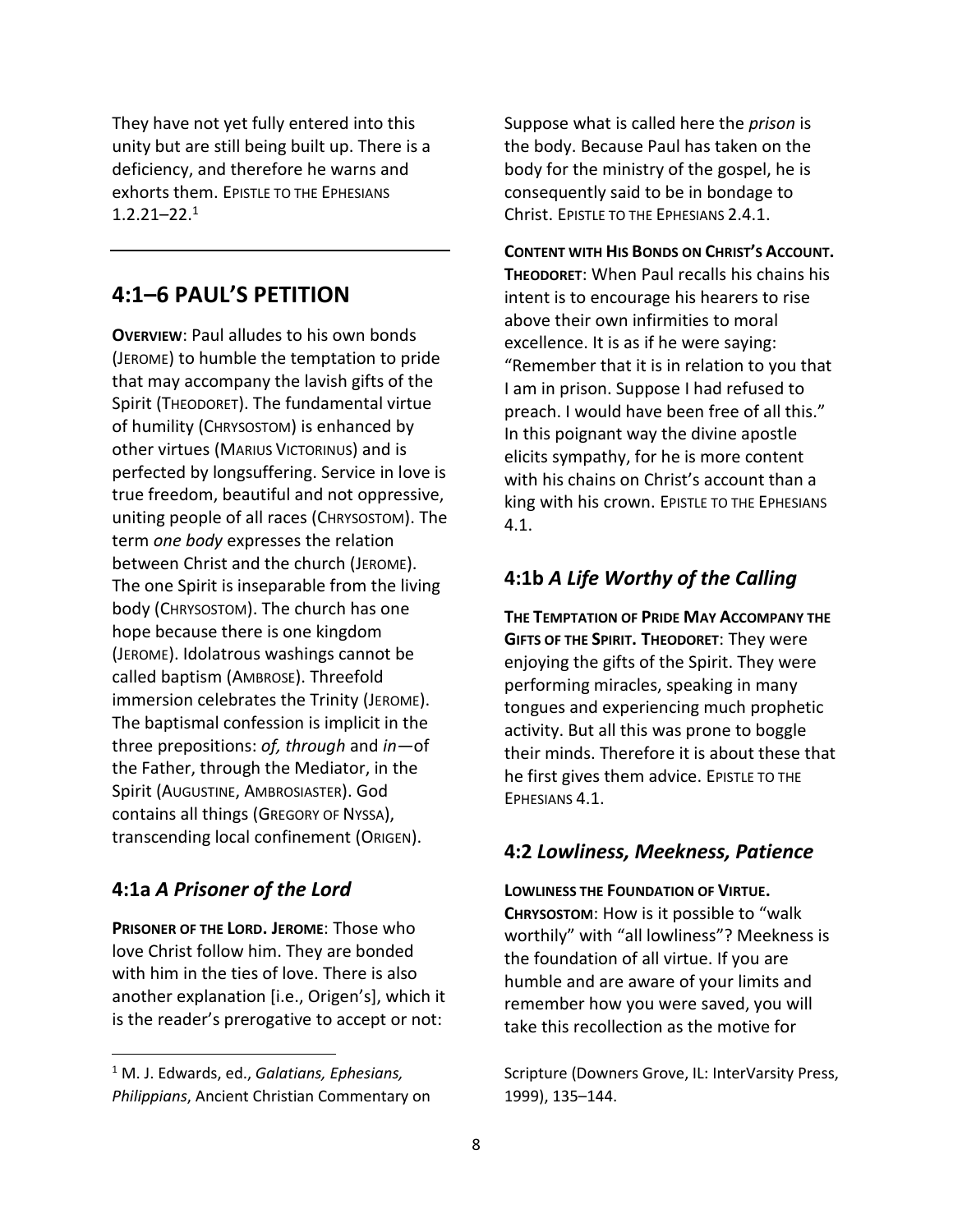They have not yet fully entered into this unity but are still being built up. There is a deficiency, and therefore he warns and exhorts them. EPISTLE TO THE EPHESIANS 1.2.21–22.[1]

---

## 4:1–6 PAUL'S PETITION

**OVERVIEW**: Paul alludes to his own bonds (JEROME) to humble the temptation to pride that may accompany the lavish gifts of the Spirit (THEODORET). The fundamental virtue of humility (CHRYSOSTOM) is enhanced by other virtues (MARIUS VICTORINUS) and is perfected by longsuffering. Service in love is true freedom, beautiful and not oppressive, uniting people of all races (CHRYSOSTOM). The term *one body* expresses the relation between Christ and the church (JEROME). The one Spirit is inseparable from the living body (CHRYSOSTOM). The church has one hope because there is one kingdom (JEROME). Idolatrous washings cannot be called baptism (AMBROSE). Threefold immersion celebrates the Trinity (JEROME). The baptismal confession is implicit in the three prepositions: *of, through* and *in*—of the Father, through the Mediator, in the Spirit (AUGUSTINE, AMBROSIASTER). God contains all things (GREGORY OF NYSSA), transcending local confinement (ORIGEN).

### 4:1a *A Prisoner of the Lord*

**PRISONER OF THE LORD. JEROME**: Those who love Christ follow him. They are bonded with him in the ties of love. There is also another explanation [i.e., Origen's], which it is the reader's prerogative to accept or not: Suppose what is called here the *prison* is the body. Because Paul has taken on the body for the ministry of the gospel, he is consequently said to be in bondage to Christ. EPISTLE TO THE EPHESIANS 2.4.1.

**CONTENT WITH HIS BONDS ON CHRIST'S ACCOUNT. THEODORET**: When Paul recalls his chains his intent is to encourage his hearers to rise above their own infirmities to moral excellence. It is as if he were saying: "Remember that it is in relation to you that I am in prison. Suppose I had refused to preach. I would have been free of all this." In this poignant way the divine apostle elicits sympathy, for he is more content with his chains on Christ's account than a king with his crown. EPISTLE TO THE EPHESIANS 4.1.

### 4:1b *A Life Worthy of the Calling*

**THE TEMPTATION OF PRIDE MAY ACCOMPANY THE GIFTS OF THE SPIRIT. THEODORET**: They were enjoying the gifts of the Spirit. They were performing miracles, speaking in many tongues and experiencing much prophetic activity. But all this was prone to boggle their minds. Therefore it is about these that he first gives them advice. EPISTLE TO THE EPHESIANS 4.1.

### 4:2 *Lowliness, Meekness, Patience*

**LOWLINESS THE FOUNDATION OF VIRTUE. CHRYSOSTOM**: How is it possible to "walk worthily" with "all lowliness"? Meekness is the foundation of all virtue. If you are humble and are aware of your limits and remember how you were saved, you will take this recollection as the motive for

---

[1] M. J. Edwards, ed., *Galatians, Ephesians, Philippians*, Ancient Christian Commentary on Scripture (Downers Grove, IL: InterVarsity Press, 1999), 135–144.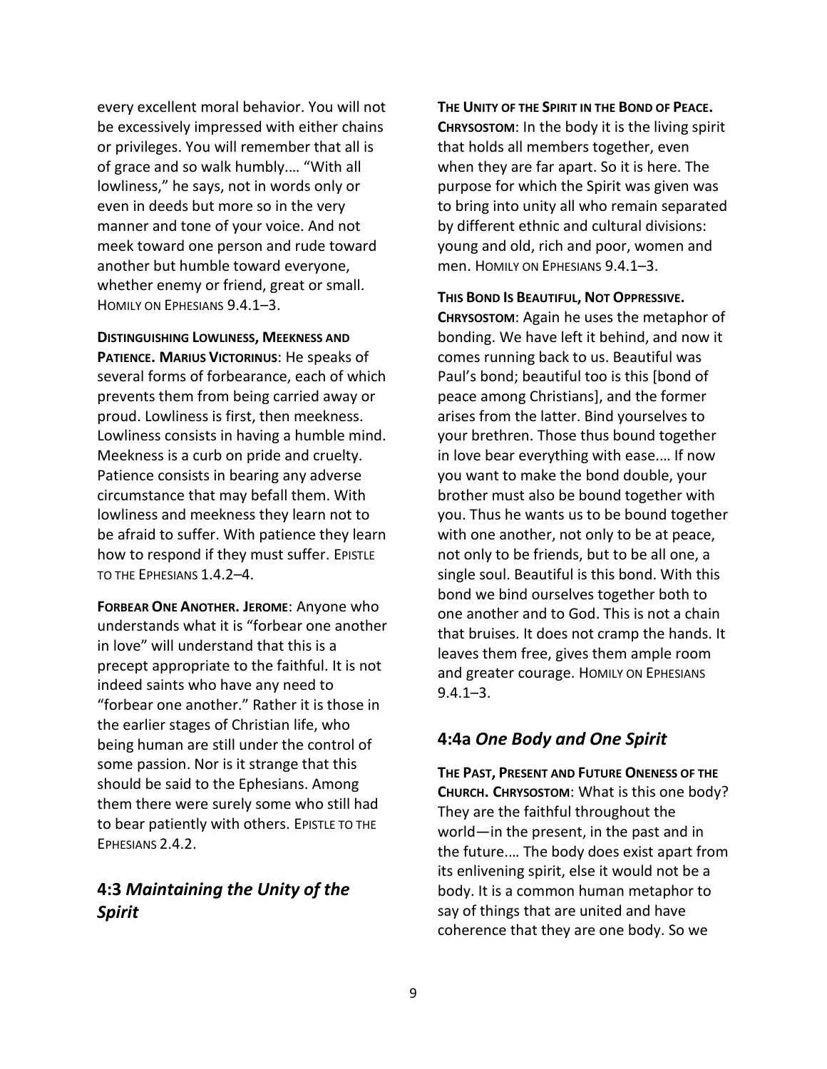every excellent moral behavior. You will not be excessively impressed with either chains or privileges. You will remember that all is of grace and so walk humbly.… "With all lowliness," he says, not in words only or even in deeds but more so in the very manner and tone of your voice. And not meek toward one person and rude toward another but humble toward everyone, whether enemy or friend, great or small. HOMILY ON EPHESIANS 9.4.1–3.

**DISTINGUISHING LOWLINESS, MEEKNESS AND PATIENCE. MARIUS VICTORINUS**: He speaks of several forms of forbearance, each of which prevents them from being carried away or proud. Lowliness is first, then meekness. Lowliness consists in having a humble mind. Meekness is a curb on pride and cruelty. Patience consists in bearing any adverse circumstance that may befall them. With lowliness and meekness they learn not to be afraid to suffer. With patience they learn how to respond if they must suffer. EPISTLE TO THE EPHESIANS 1.4.2–4.

**FORBEAR ONE ANOTHER. JEROME**: Anyone who understands what it is "forbear one another in love" will understand that this is a precept appropriate to the faithful. It is not indeed saints who have any need to "forbear one another." Rather it is those in the earlier stages of Christian life, who being human are still under the control of some passion. Nor is it strange that this should be said to the Ephesians. Among them there were surely some who still had to bear patiently with others. EPISTLE TO THE EPHESIANS 2.4.2.

## 4:3 *Maintaining the Unity of the Spirit*

**THE UNITY OF THE SPIRIT IN THE BOND OF PEACE. CHRYSOSTOM**: In the body it is the living spirit that holds all members together, even when they are far apart. So it is here. The purpose for which the Spirit was given was to bring into unity all who remain separated by different ethnic and cultural divisions: young and old, rich and poor, women and men. HOMILY ON EPHESIANS 9.4.1–3.

**THIS BOND IS BEAUTIFUL, NOT OPPRESSIVE. CHRYSOSTOM**: Again he uses the metaphor of bonding. We have left it behind, and now it comes running back to us. Beautiful was Paul's bond; beautiful too is this [bond of peace among Christians], and the former arises from the latter. Bind yourselves to your brethren. Those thus bound together in love bear everything with ease.… If now you want to make the bond double, your brother must also be bound together with you. Thus he wants us to be bound together with one another, not only to be at peace, not only to be friends, but to be all one, a single soul. Beautiful is this bond. With this bond we bind ourselves together both to one another and to God. This is not a chain that bruises. It does not cramp the hands. It leaves them free, gives them ample room and greater courage. HOMILY ON EPHESIANS 9.4.1–3.

## 4:4a *One Body and One Spirit*

**THE PAST, PRESENT AND FUTURE ONENESS OF THE CHURCH. CHRYSOSTOM**: What is this one body? They are the faithful throughout the world—in the present, in the past and in the future.… The body does exist apart from its enlivening spirit, else it would not be a body. It is a common human metaphor to say of things that are united and have coherence that they are one body. So we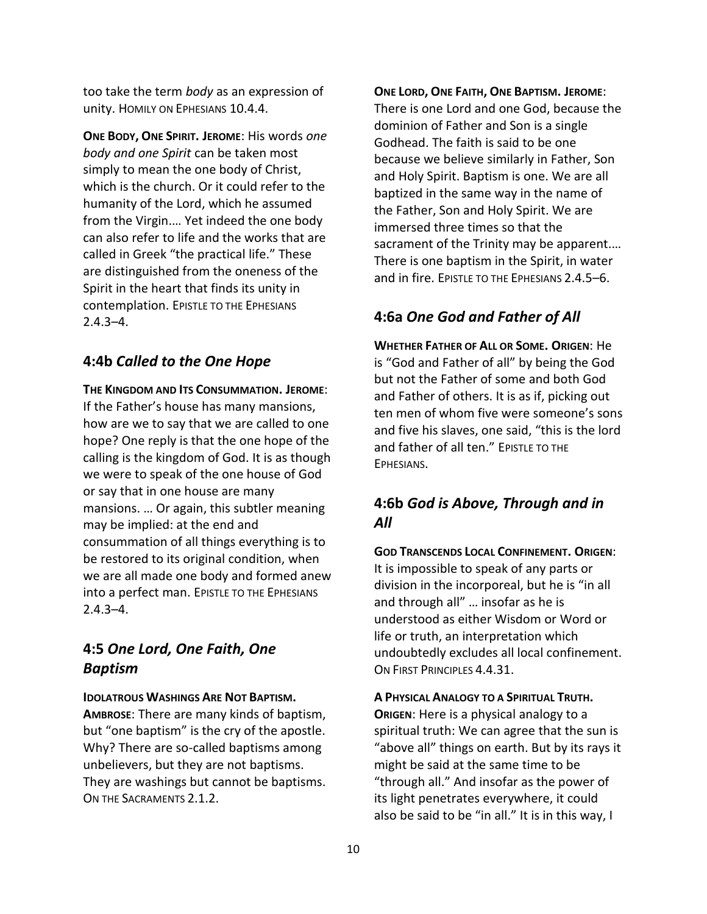too take the term *body* as an expression of unity. Homily on Ephesians 10.4.4.

**One Body, One Spirit. Jerome**: His words *one body and one Spirit* can be taken most simply to mean the one body of Christ, which is the church. Or it could refer to the humanity of the Lord, which he assumed from the Virgin.… Yet indeed the one body can also refer to life and the works that are called in Greek "the practical life." These are distinguished from the oneness of the Spirit in the heart that finds its unity in contemplation. Epistle to the Ephesians 2.4.3–4.

## 4:4b *Called to the One Hope*

**The Kingdom and Its Consummation. Jerome**: If the Father's house has many mansions, how are we to say that we are called to one hope? One reply is that the one hope of the calling is the kingdom of God. It is as though we were to speak of the one house of God or say that in one house are many mansions. … Or again, this subtler meaning may be implied: at the end and consummation of all things everything is to be restored to its original condition, when we are all made one body and formed anew into a perfect man. Epistle to the Ephesians 2.4.3–4.

## 4:5 *One Lord, One Faith, One Baptism*

**Idolatrous Washings Are Not Baptism. Ambrose**: There are many kinds of baptism, but "one baptism" is the cry of the apostle. Why? There are so-called baptisms among unbelievers, but they are not baptisms. They are washings but cannot be baptisms. On the Sacraments 2.1.2.

**One Lord, One Faith, One Baptism. Jerome**: There is one Lord and one God, because the dominion of Father and Son is a single Godhead. The faith is said to be one because we believe similarly in Father, Son and Holy Spirit. Baptism is one. We are all baptized in the same way in the name of the Father, Son and Holy Spirit. We are immersed three times so that the sacrament of the Trinity may be apparent.… There is one baptism in the Spirit, in water and in fire. Epistle to the Ephesians 2.4.5–6.

## 4:6a *One God and Father of All*

**Whether Father of All or Some. Origen**: He is "God and Father of all" by being the God but not the Father of some and both God and Father of others. It is as if, picking out ten men of whom five were someone's sons and five his slaves, one said, "this is the lord and father of all ten." Epistle to the Ephesians.

## 4:6b *God is Above, Through and in All*

**God Transcends Local Confinement. Origen**: It is impossible to speak of any parts or division in the incorporeal, but he is "in all and through all" … insofar as he is understood as either Wisdom or Word or life or truth, an interpretation which undoubtedly excludes all local confinement. On First Principles 4.4.31.

**A Physical Analogy to a Spiritual Truth. Origen**: Here is a physical analogy to a spiritual truth: We can agree that the sun is "above all" things on earth. But by its rays it might be said at the same time to be "through all." And insofar as the power of its light penetrates everywhere, it could also be said to be "in all." It is in this way, I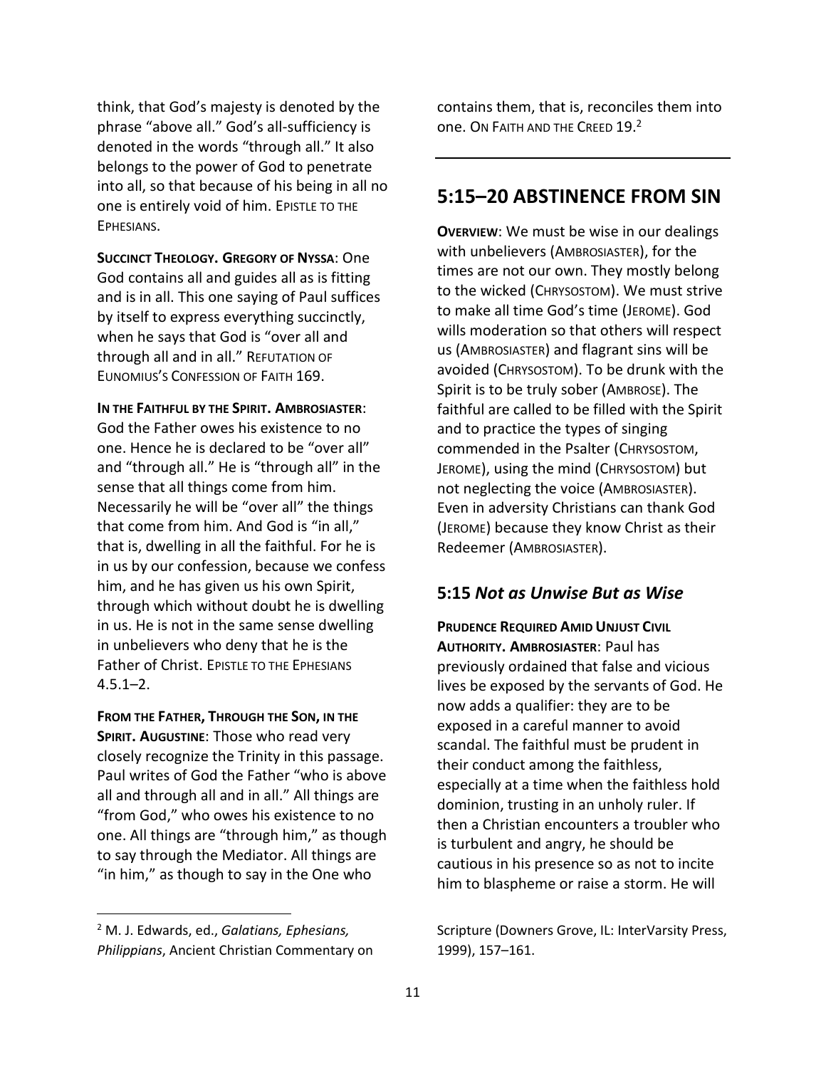think, that God's majesty is denoted by the phrase "above all." God's all-sufficiency is denoted in the words "through all." It also belongs to the power of God to penetrate into all, so that because of his being in all no one is entirely void of him. EPISTLE TO THE EPHESIANS.

**SUCCINCT THEOLOGY. GREGORY OF NYSSA**: One God contains all and guides all as is fitting and is in all. This one saying of Paul suffices by itself to express everything succinctly, when he says that God is "over all and through all and in all." REFUTATION OF EUNOMIUS'S CONFESSION OF FAITH 169.

**IN THE FAITHFUL BY THE SPIRIT. AMBROSIASTER**: God the Father owes his existence to no one. Hence he is declared to be "over all" and "through all." He is "through all" in the sense that all things come from him. Necessarily he will be "over all" the things that come from him. And God is "in all," that is, dwelling in all the faithful. For he is in us by our confession, because we confess him, and he has given us his own Spirit, through which without doubt he is dwelling in us. He is not in the same sense dwelling in unbelievers who deny that he is the Father of Christ. EPISTLE TO THE EPHESIANS 4.5.1–2.

**FROM THE FATHER, THROUGH THE SON, IN THE SPIRIT. AUGUSTINE**: Those who read very closely recognize the Trinity in this passage. Paul writes of God the Father "who is above all and through all and in all." All things are "from God," who owes his existence to no one. All things are "through him," as though to say through the Mediator. All things are "in him," as though to say in the One who contains them, that is, reconciles them into one. ON FAITH AND THE CREED 19.[2]

---

## 5:15–20 ABSTINENCE FROM SIN

**OVERVIEW**: We must be wise in our dealings with unbelievers (AMBROSIASTER), for the times are not our own. They mostly belong to the wicked (CHRYSOSTOM). We must strive to make all time God's time (JEROME). God wills moderation so that others will respect us (AMBROSIASTER) and flagrant sins will be avoided (CHRYSOSTOM). To be drunk with the Spirit is to be truly sober (AMBROSE). The faithful are called to be filled with the Spirit and to practice the types of singing commended in the Psalter (CHRYSOSTOM, JEROME), using the mind (CHRYSOSTOM) but not neglecting the voice (AMBROSIASTER). Even in adversity Christians can thank God (JEROME) because they know Christ as their Redeemer (AMBROSIASTER).

### 5:15 *Not as Unwise But as Wise*

**PRUDENCE REQUIRED AMID UNJUST CIVIL AUTHORITY. AMBROSIASTER**: Paul has previously ordained that false and vicious lives be exposed by the servants of God. He now adds a qualifier: they are to be exposed in a careful manner to avoid scandal. The faithful must be prudent in their conduct among the faithless, especially at a time when the faithless hold dominion, trusting in an unholy ruler. If then a Christian encounters a troubler who is turbulent and angry, he should be cautious in his presence so as not to incite him to blaspheme or raise a storm. He will

---

[2] M. J. Edwards, ed., *Galatians, Ephesians, Philippians*, Ancient Christian Commentary on Scripture (Downers Grove, IL: InterVarsity Press, 1999), 157–161.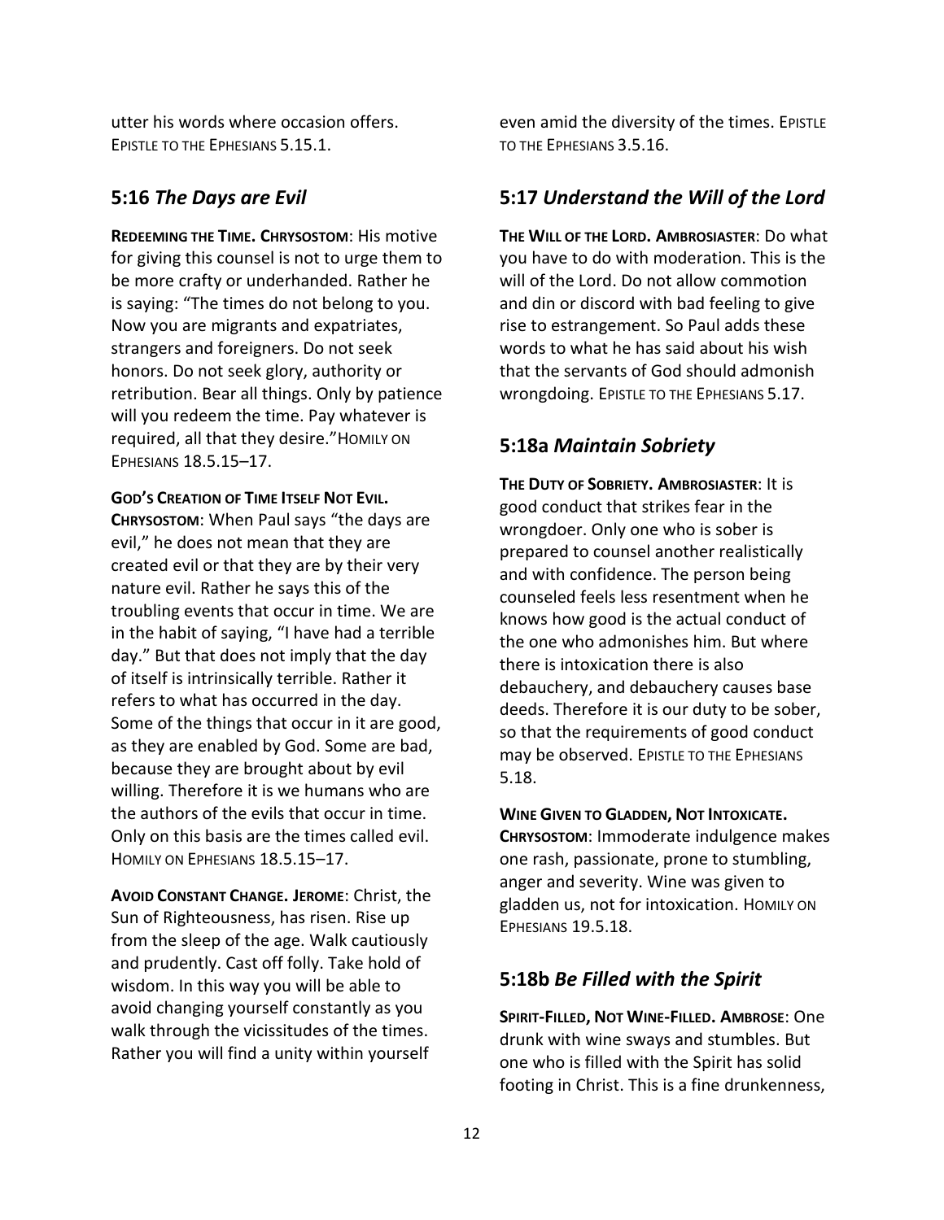utter his words where occasion offers. EPISTLE TO THE EPHESIANS 5.15.1.

## 5:16 *The Days are Evil*

**REDEEMING THE TIME. CHRYSOSTOM**: His motive for giving this counsel is not to urge them to be more crafty or underhanded. Rather he is saying: "The times do not belong to you. Now you are migrants and expatriates, strangers and foreigners. Do not seek honors. Do not seek glory, authority or retribution. Bear all things. Only by patience will you redeem the time. Pay whatever is required, all that they desire."HOMILY ON EPHESIANS 18.5.15–17.

**GOD'S CREATION OF TIME ITSELF NOT EVIL. CHRYSOSTOM**: When Paul says "the days are evil," he does not mean that they are created evil or that they are by their very nature evil. Rather he says this of the troubling events that occur in time. We are in the habit of saying, "I have had a terrible day." But that does not imply that the day of itself is intrinsically terrible. Rather it refers to what has occurred in the day. Some of the things that occur in it are good, as they are enabled by God. Some are bad, because they are brought about by evil willing. Therefore it is we humans who are the authors of the evils that occur in time. Only on this basis are the times called evil. HOMILY ON EPHESIANS 18.5.15–17.

**AVOID CONSTANT CHANGE. JEROME**: Christ, the Sun of Righteousness, has risen. Rise up from the sleep of the age. Walk cautiously and prudently. Cast off folly. Take hold of wisdom. In this way you will be able to avoid changing yourself constantly as you walk through the vicissitudes of the times. Rather you will find a unity within yourself even amid the diversity of the times. EPISTLE TO THE EPHESIANS 3.5.16.

## 5:17 *Understand the Will of the Lord*

**THE WILL OF THE LORD. AMBROSIASTER**: Do what you have to do with moderation. This is the will of the Lord. Do not allow commotion and din or discord with bad feeling to give rise to estrangement. So Paul adds these words to what he has said about his wish that the servants of God should admonish wrongdoing. EPISTLE TO THE EPHESIANS 5.17.

## 5:18a *Maintain Sobriety*

**THE DUTY OF SOBRIETY. AMBROSIASTER**: It is good conduct that strikes fear in the wrongdoer. Only one who is sober is prepared to counsel another realistically and with confidence. The person being counseled feels less resentment when he knows how good is the actual conduct of the one who admonishes him. But where there is intoxication there is also debauchery, and debauchery causes base deeds. Therefore it is our duty to be sober, so that the requirements of good conduct may be observed. EPISTLE TO THE EPHESIANS 5.18.

**WINE GIVEN TO GLADDEN, NOT INTOXICATE. CHRYSOSTOM**: Immoderate indulgence makes one rash, passionate, prone to stumbling, anger and severity. Wine was given to gladden us, not for intoxication. HOMILY ON EPHESIANS 19.5.18.

## 5:18b *Be Filled with the Spirit*

**SPIRIT-FILLED, NOT WINE-FILLED. AMBROSE**: One drunk with wine sways and stumbles. But one who is filled with the Spirit has solid footing in Christ. This is a fine drunkenness,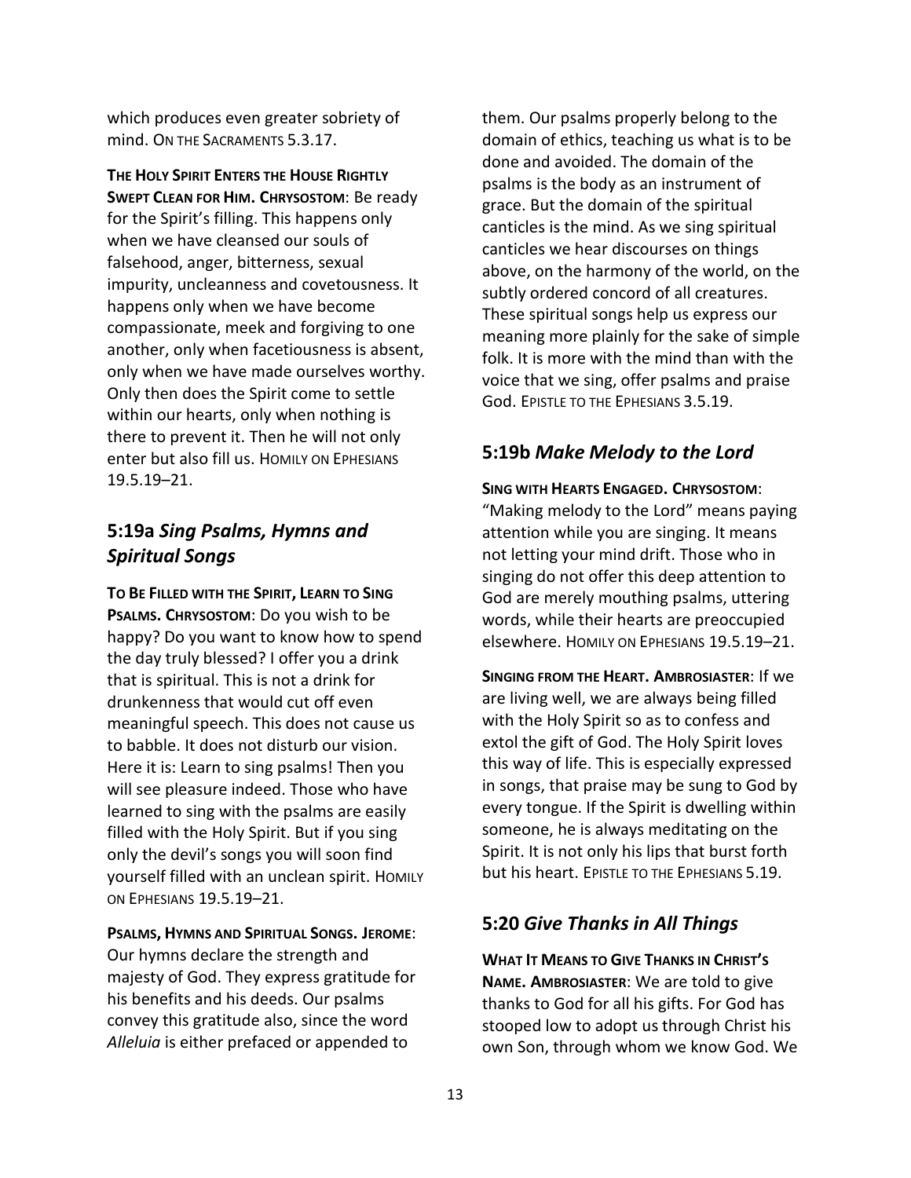which produces even greater sobriety of mind. ON THE SACRAMENTS 5.3.17.

**THE HOLY SPIRIT ENTERS THE HOUSE RIGHTLY SWEPT CLEAN FOR HIM. CHRYSOSTOM**: Be ready for the Spirit's filling. This happens only when we have cleansed our souls of falsehood, anger, bitterness, sexual impurity, uncleanness and covetousness. It happens only when we have become compassionate, meek and forgiving to one another, only when facetiousness is absent, only when we have made ourselves worthy. Only then does the Spirit come to settle within our hearts, only when nothing is there to prevent it. Then he will not only enter but also fill us. HOMILY ON EPHESIANS 19.5.19–21.

## 5:19a *Sing Psalms, Hymns and Spiritual Songs*

**TO BE FILLED WITH THE SPIRIT, LEARN TO SING PSALMS. CHRYSOSTOM**: Do you wish to be happy? Do you want to know how to spend the day truly blessed? I offer you a drink that is spiritual. This is not a drink for drunkenness that would cut off even meaningful speech. This does not cause us to babble. It does not disturb our vision. Here it is: Learn to sing psalms! Then you will see pleasure indeed. Those who have learned to sing with the psalms are easily filled with the Holy Spirit. But if you sing only the devil's songs you will soon find yourself filled with an unclean spirit. HOMILY ON EPHESIANS 19.5.19–21.

**PSALMS, HYMNS AND SPIRITUAL SONGS. JEROME**: Our hymns declare the strength and majesty of God. They express gratitude for his benefits and his deeds. Our psalms convey this gratitude also, since the word *Alleluia* is either prefaced or appended to them. Our psalms properly belong to the domain of ethics, teaching us what is to be done and avoided. The domain of the psalms is the body as an instrument of grace. But the domain of the spiritual canticles is the mind. As we sing spiritual canticles we hear discourses on things above, on the harmony of the world, on the subtly ordered concord of all creatures. These spiritual songs help us express our meaning more plainly for the sake of simple folk. It is more with the mind than with the voice that we sing, offer psalms and praise God. EPISTLE TO THE EPHESIANS 3.5.19.

## 5:19b *Make Melody to the Lord*

**SING WITH HEARTS ENGAGED. CHRYSOSTOM**: "Making melody to the Lord" means paying attention while you are singing. It means not letting your mind drift. Those who in singing do not offer this deep attention to God are merely mouthing psalms, uttering words, while their hearts are preoccupied elsewhere. HOMILY ON EPHESIANS 19.5.19–21.

**SINGING FROM THE HEART. AMBROSIASTER**: If we are living well, we are always being filled with the Holy Spirit so as to confess and extol the gift of God. The Holy Spirit loves this way of life. This is especially expressed in songs, that praise may be sung to God by every tongue. If the Spirit is dwelling within someone, he is always meditating on the Spirit. It is not only his lips that burst forth but his heart. EPISTLE TO THE EPHESIANS 5.19.

## 5:20 *Give Thanks in All Things*

**WHAT IT MEANS TO GIVE THANKS IN CHRIST'S NAME. AMBROSIASTER**: We are told to give thanks to God for all his gifts. For God has stooped low to adopt us through Christ his own Son, through whom we know God. We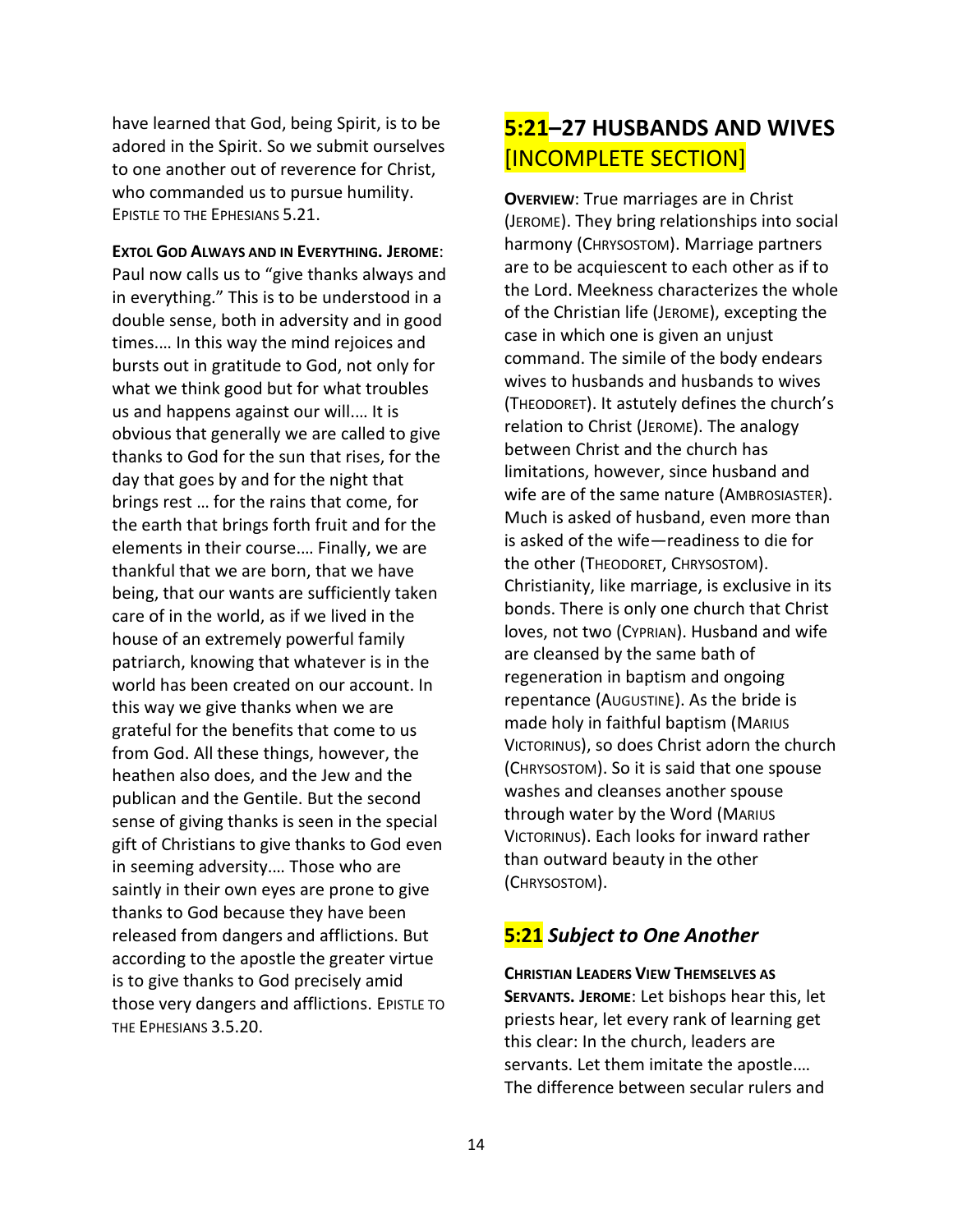have learned that God, being Spirit, is to be adored in the Spirit. So we submit ourselves to one another out of reverence for Christ, who commanded us to pursue humility. EPISTLE TO THE EPHESIANS 5.21.

**EXTOL GOD ALWAYS AND IN EVERYTHING. JEROME**: Paul now calls us to "give thanks always and in everything." This is to be understood in a double sense, both in adversity and in good times.… In this way the mind rejoices and bursts out in gratitude to God, not only for what we think good but for what troubles us and happens against our will.… It is obvious that generally we are called to give thanks to God for the sun that rises, for the day that goes by and for the night that brings rest … for the rains that come, for the earth that brings forth fruit and for the elements in their course.… Finally, we are thankful that we are born, that we have being, that our wants are sufficiently taken care of in the world, as if we lived in the house of an extremely powerful family patriarch, knowing that whatever is in the world has been created on our account. In this way we give thanks when we are grateful for the benefits that come to us from God. All these things, however, the heathen also does, and the Jew and the publican and the Gentile. But the second sense of giving thanks is seen in the special gift of Christians to give thanks to God even in seeming adversity.… Those who are saintly in their own eyes are prone to give thanks to God because they have been released from dangers and afflictions. But according to the apostle the greater virtue is to give thanks to God precisely amid those very dangers and afflictions. EPISTLE TO THE EPHESIANS 3.5.20.

## 5:21–27 HUSBANDS AND WIVES [INCOMPLETE SECTION]

**OVERVIEW**: True marriages are in Christ (JEROME). They bring relationships into social harmony (CHRYSOSTOM). Marriage partners are to be acquiescent to each other as if to the Lord. Meekness characterizes the whole of the Christian life (JEROME), excepting the case in which one is given an unjust command. The simile of the body endears wives to husbands and husbands to wives (THEODORET). It astutely defines the church's relation to Christ (JEROME). The analogy between Christ and the church has limitations, however, since husband and wife are of the same nature (AMBROSIASTER). Much is asked of husband, even more than is asked of the wife—readiness to die for the other (THEODORET, CHRYSOSTOM). Christianity, like marriage, is exclusive in its bonds. There is only one church that Christ loves, not two (CYPRIAN). Husband and wife are cleansed by the same bath of regeneration in baptism and ongoing repentance (AUGUSTINE). As the bride is made holy in faithful baptism (MARIUS VICTORINUS), so does Christ adorn the church (CHRYSOSTOM). So it is said that one spouse washes and cleanses another spouse through water by the Word (MARIUS VICTORINUS). Each looks for inward rather than outward beauty in the other (CHRYSOSTOM).

### 5:21 *Subject to One Another*

**CHRISTIAN LEADERS VIEW THEMSELVES AS SERVANTS. JEROME**: Let bishops hear this, let priests hear, let every rank of learning get this clear: In the church, leaders are servants. Let them imitate the apostle.… The difference between secular rulers and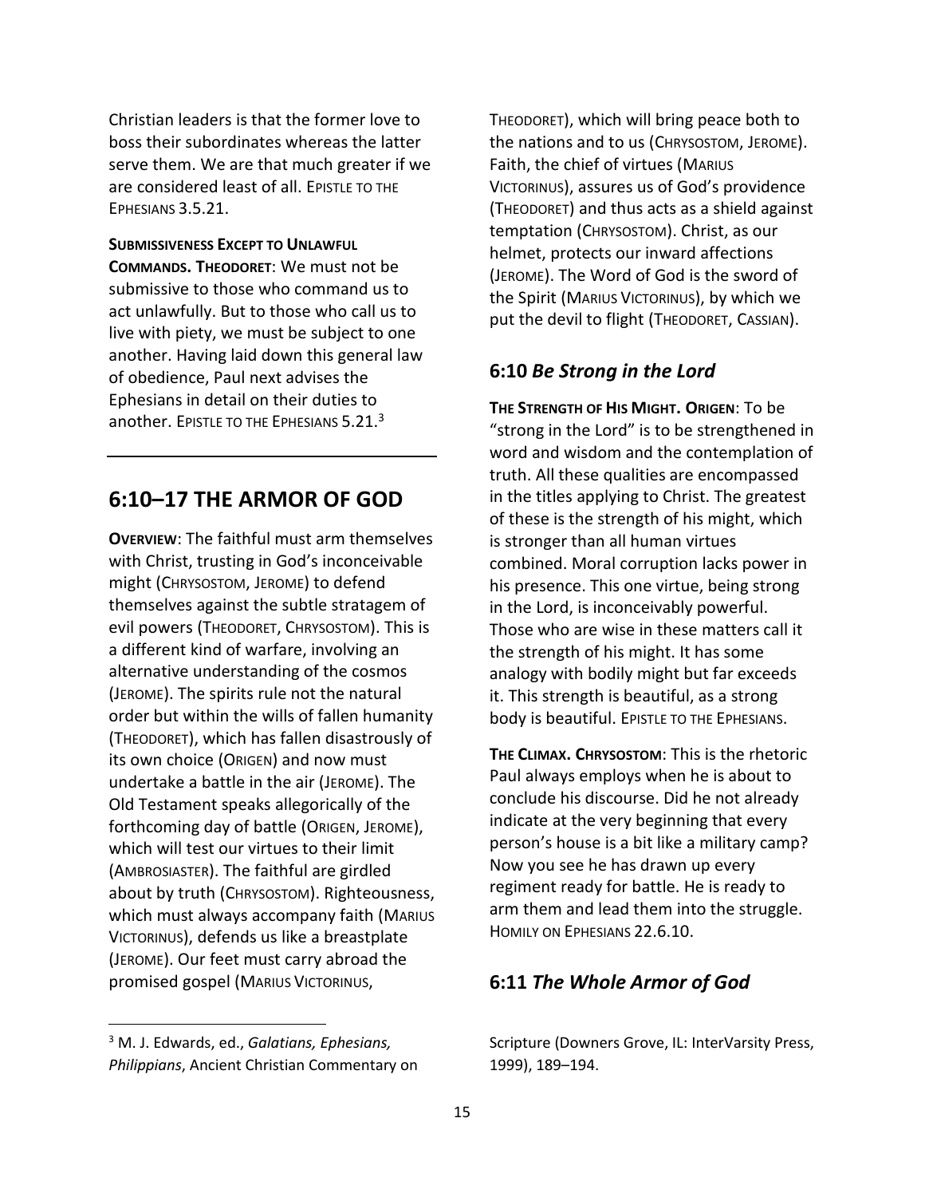Christian leaders is that the former love to boss their subordinates whereas the latter serve them. We are that much greater if we are considered least of all. EPISTLE TO THE EPHESIANS 3.5.21.

**SUBMISSIVENESS EXCEPT TO UNLAWFUL COMMANDS. THEODORET**: We must not be submissive to those who command us to act unlawfully. But to those who call us to live with piety, we must be subject to one another. Having laid down this general law of obedience, Paul next advises the Ephesians in detail on their duties to another. EPISTLE TO THE EPHESIANS 5.21.[3]

---

## 6:10–17 THE ARMOR OF GOD

**OVERVIEW**: The faithful must arm themselves with Christ, trusting in God's inconceivable might (CHRYSOSTOM, JEROME) to defend themselves against the subtle stratagem of evil powers (THEODORET, CHRYSOSTOM). This is a different kind of warfare, involving an alternative understanding of the cosmos (JEROME). The spirits rule not the natural order but within the wills of fallen humanity (THEODORET), which has fallen disastrously of its own choice (ORIGEN) and now must undertake a battle in the air (JEROME). The Old Testament speaks allegorically of the forthcoming day of battle (ORIGEN, JEROME), which will test our virtues to their limit (AMBROSIASTER). The faithful are girdled about by truth (CHRYSOSTOM). Righteousness, which must always accompany faith (MARIUS VICTORINUS), defends us like a breastplate (JEROME). Our feet must carry abroad the promised gospel (MARIUS VICTORINUS, THEODORET), which will bring peace both to the nations and to us (CHRYSOSTOM, JEROME). Faith, the chief of virtues (MARIUS VICTORINUS), assures us of God's providence (THEODORET) and thus acts as a shield against temptation (CHRYSOSTOM). Christ, as our helmet, protects our inward affections (JEROME). The Word of God is the sword of the Spirit (MARIUS VICTORINUS), by which we put the devil to flight (THEODORET, CASSIAN).

### 6:10 *Be Strong in the Lord*

**THE STRENGTH OF HIS MIGHT. ORIGEN**: To be "strong in the Lord" is to be strengthened in word and wisdom and the contemplation of truth. All these qualities are encompassed in the titles applying to Christ. The greatest of these is the strength of his might, which is stronger than all human virtues combined. Moral corruption lacks power in his presence. This one virtue, being strong in the Lord, is inconceivably powerful. Those who are wise in these matters call it the strength of his might. It has some analogy with bodily might but far exceeds it. This strength is beautiful, as a strong body is beautiful. EPISTLE TO THE EPHESIANS.

**THE CLIMAX. CHRYSOSTOM**: This is the rhetoric Paul always employs when he is about to conclude his discourse. Did he not already indicate at the very beginning that every person's house is a bit like a military camp? Now you see he has drawn up every regiment ready for battle. He is ready to arm them and lead them into the struggle. HOMILY ON EPHESIANS 22.6.10.

### 6:11 *The Whole Armor of God*

---

[3] M. J. Edwards, ed., *Galatians, Ephesians, Philippians*, Ancient Christian Commentary on Scripture (Downers Grove, IL: InterVarsity Press, 1999), 189–194.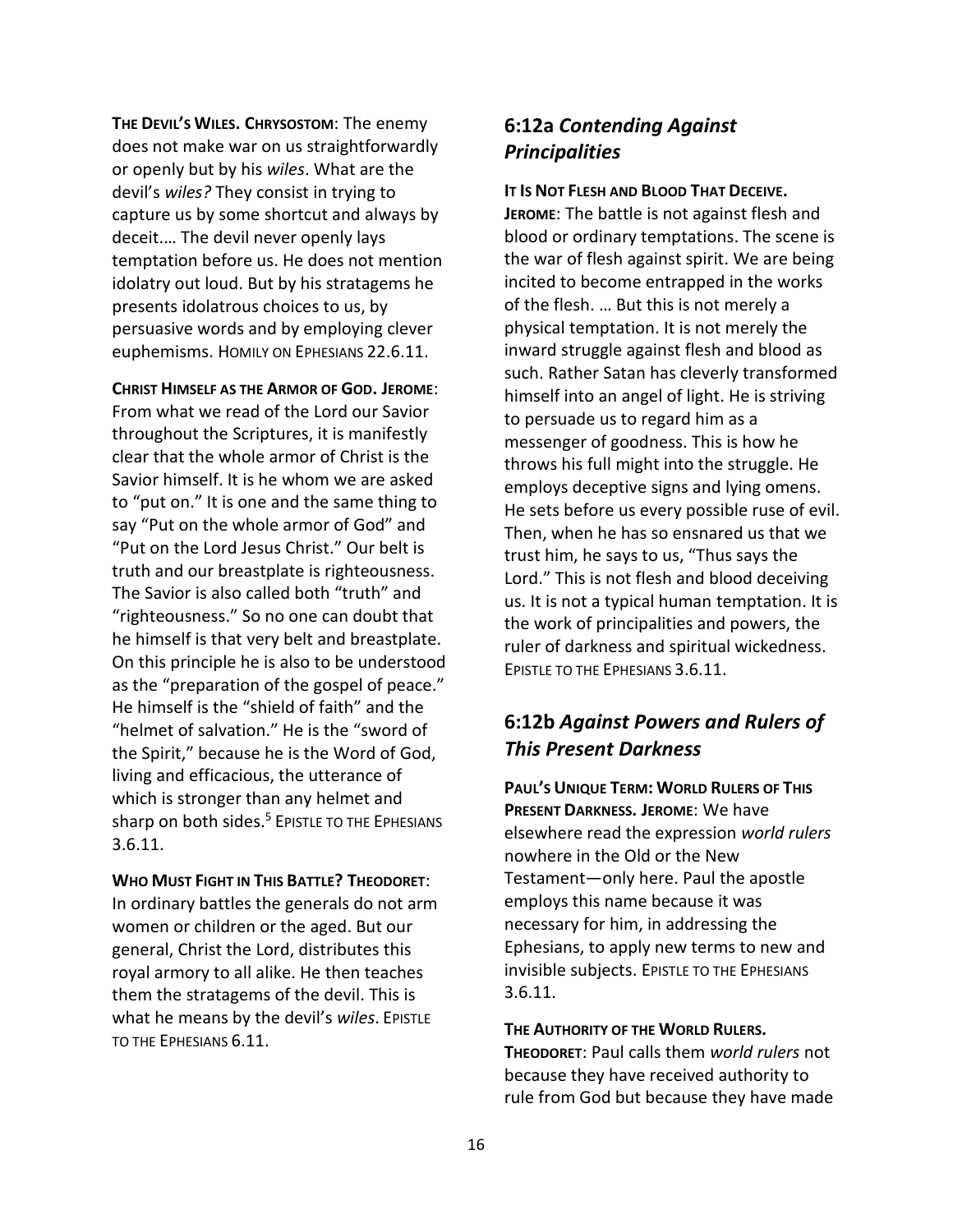**The Devil's Wiles. Chrysostom**: The enemy does not make war on us straightforwardly or openly but by his *wiles*. What are the devil's *wiles?* They consist in trying to capture us by some shortcut and always by deceit.… The devil never openly lays temptation before us. He does not mention idolatry out loud. But by his stratagems he presents idolatrous choices to us, by persuasive words and by employing clever euphemisms. Homily on Ephesians 22.6.11.

**Christ Himself as the Armor of God. Jerome**: From what we read of the Lord our Savior throughout the Scriptures, it is manifestly clear that the whole armor of Christ is the Savior himself. It is he whom we are asked to "put on." It is one and the same thing to say "Put on the whole armor of God" and "Put on the Lord Jesus Christ." Our belt is truth and our breastplate is righteousness. The Savior is also called both "truth" and "righteousness." So no one can doubt that he himself is that very belt and breastplate. On this principle he is also to be understood as the "preparation of the gospel of peace." He himself is the "shield of faith" and the "helmet of salvation." He is the "sword of the Spirit," because he is the Word of God, living and efficacious, the utterance of which is stronger than any helmet and sharp on both sides.[5] Epistle to the Ephesians 3.6.11.

**Who Must Fight in This Battle? Theodoret**: In ordinary battles the generals do not arm women or children or the aged. But our general, Christ the Lord, distributes this royal armory to all alike. He then teaches them the stratagems of the devil. This is what he means by the devil's *wiles*. Epistle to the Ephesians 6.11.

## 6:12a *Contending Against Principalities*

**It Is Not Flesh and Blood That Deceive. Jerome**: The battle is not against flesh and blood or ordinary temptations. The scene is the war of flesh against spirit. We are being incited to become entrapped in the works of the flesh. … But this is not merely a physical temptation. It is not merely the inward struggle against flesh and blood as such. Rather Satan has cleverly transformed himself into an angel of light. He is striving to persuade us to regard him as a messenger of goodness. This is how he throws his full might into the struggle. He employs deceptive signs and lying omens. He sets before us every possible ruse of evil. Then, when he has so ensnared us that we trust him, he says to us, "Thus says the Lord." This is not flesh and blood deceiving us. It is not a typical human temptation. It is the work of principalities and powers, the ruler of darkness and spiritual wickedness. Epistle to the Ephesians 3.6.11.

## 6:12b *Against Powers and Rulers of This Present Darkness*

**Paul's Unique Term: World Rulers of This Present Darkness. Jerome**: We have elsewhere read the expression *world rulers* nowhere in the Old or the New Testament—only here. Paul the apostle employs this name because it was necessary for him, in addressing the Ephesians, to apply new terms to new and invisible subjects. Epistle to the Ephesians 3.6.11.

**The Authority of the World Rulers. Theodoret**: Paul calls them *world rulers* not because they have received authority to rule from God but because they have made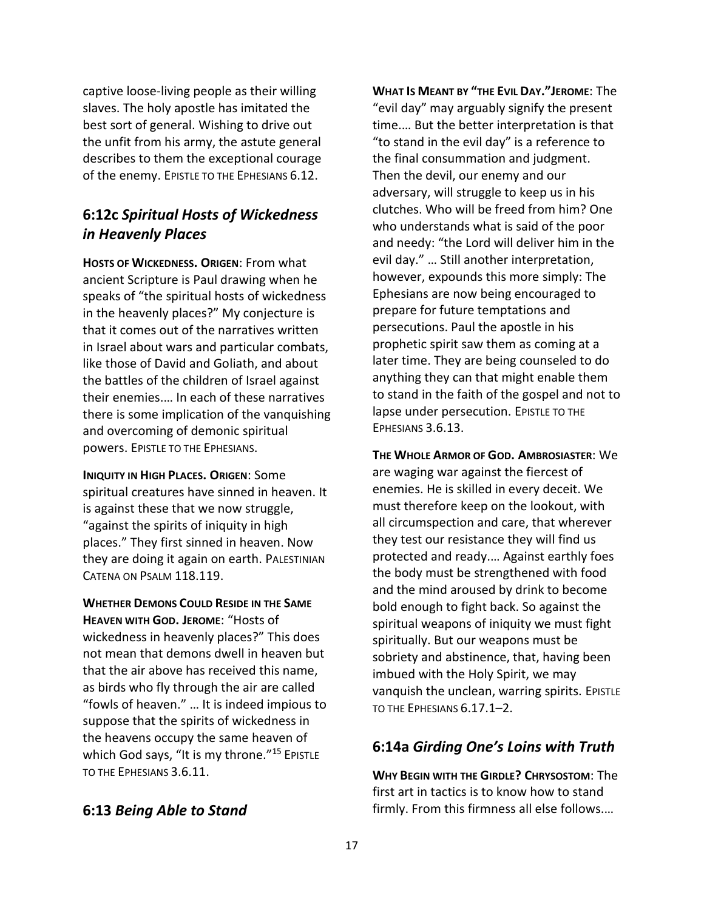captive loose-living people as their willing slaves. The holy apostle has imitated the best sort of general. Wishing to drive out the unfit from his army, the astute general describes to them the exceptional courage of the enemy. EPISTLE TO THE EPHESIANS 6.12.

## 6:12c *Spiritual Hosts of Wickedness in Heavenly Places*

**HOSTS OF WICKEDNESS. ORIGEN**: From what ancient Scripture is Paul drawing when he speaks of "the spiritual hosts of wickedness in the heavenly places?" My conjecture is that it comes out of the narratives written in Israel about wars and particular combats, like those of David and Goliath, and about the battles of the children of Israel against their enemies.… In each of these narratives there is some implication of the vanquishing and overcoming of demonic spiritual powers. EPISTLE TO THE EPHESIANS.

**INIQUITY IN HIGH PLACES. ORIGEN**: Some spiritual creatures have sinned in heaven. It is against these that we now struggle, "against the spirits of iniquity in high places." They first sinned in heaven. Now they are doing it again on earth. PALESTINIAN CATENA ON PSALM 118.119.

**WHETHER DEMONS COULD RESIDE IN THE SAME HEAVEN WITH GOD. JEROME**: "Hosts of wickedness in heavenly places?" This does not mean that demons dwell in heaven but that the air above has received this name, as birds who fly through the air are called "fowls of heaven." … It is indeed impious to suppose that the spirits of wickedness in the heavens occupy the same heaven of which God says, "It is my throne."[15] EPISTLE TO THE EPHESIANS 3.6.11.

## 6:13 *Being Able to Stand*

**WHAT IS MEANT BY "THE EVIL DAY." JEROME**: The "evil day" may arguably signify the present time.… But the better interpretation is that "to stand in the evil day" is a reference to the final consummation and judgment. Then the devil, our enemy and our adversary, will struggle to keep us in his clutches. Who will be freed from him? One who understands what is said of the poor and needy: "the Lord will deliver him in the evil day." … Still another interpretation, however, expounds this more simply: The Ephesians are now being encouraged to prepare for future temptations and persecutions. Paul the apostle in his prophetic spirit saw them as coming at a later time. They are being counseled to do anything they can that might enable them to stand in the faith of the gospel and not to lapse under persecution. EPISTLE TO THE EPHESIANS 3.6.13.

**THE WHOLE ARMOR OF GOD. AMBROSIASTER**: We are waging war against the fiercest of enemies. He is skilled in every deceit. We must therefore keep on the lookout, with all circumspection and care, that wherever they test our resistance they will find us protected and ready.… Against earthly foes the body must be strengthened with food and the mind aroused by drink to become bold enough to fight back. So against the spiritual weapons of iniquity we must fight spiritually. But our weapons must be sobriety and abstinence, that, having been imbued with the Holy Spirit, we may vanquish the unclean, warring spirits. EPISTLE TO THE EPHESIANS 6.17.1–2.

## 6:14a *Girding One's Loins with Truth*

**WHY BEGIN WITH THE GIRDLE? CHRYSOSTOM**: The first art in tactics is to know how to stand firmly. From this firmness all else follows.…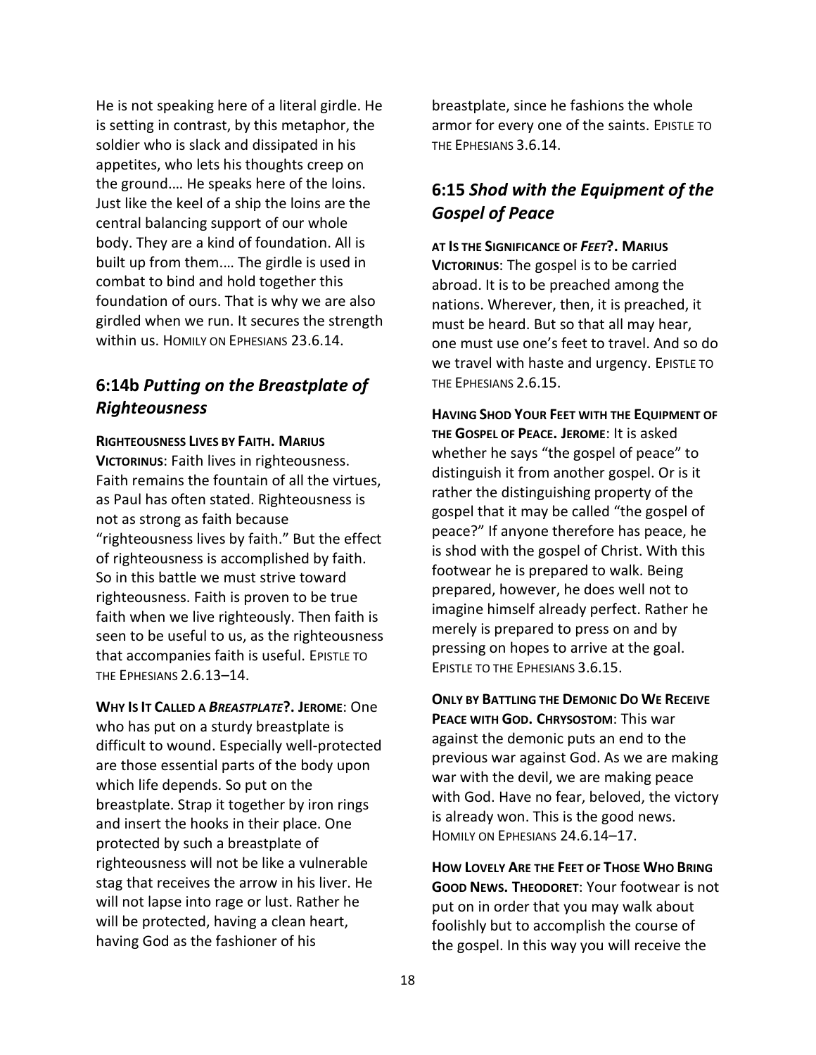He is not speaking here of a literal girdle. He is setting in contrast, by this metaphor, the soldier who is slack and dissipated in his appetites, who lets his thoughts creep on the ground.… He speaks here of the loins. Just like the keel of a ship the loins are the central balancing support of our whole body. They are a kind of foundation. All is built up from them.… The girdle is used in combat to bind and hold together this foundation of ours. That is why we are also girdled when we run. It secures the strength within us. HOMILY ON EPHESIANS 23.6.14.

## 6:14b *Putting on the Breastplate of Righteousness*

**RIGHTEOUSNESS LIVES BY FAITH. MARIUS VICTORINUS**: Faith lives in righteousness. Faith remains the fountain of all the virtues, as Paul has often stated. Righteousness is not as strong as faith because "righteousness lives by faith." But the effect of righteousness is accomplished by faith. So in this battle we must strive toward righteousness. Faith is proven to be true faith when we live righteously. Then faith is seen to be useful to us, as the righteousness that accompanies faith is useful. EPISTLE TO THE EPHESIANS 2.6.13–14.

**WHY IS IT CALLED A *BREASTPLATE*?. JEROME**: One who has put on a sturdy breastplate is difficult to wound. Especially well-protected are those essential parts of the body upon which life depends. So put on the breastplate. Strap it together by iron rings and insert the hooks in their place. One protected by such a breastplate of righteousness will not be like a vulnerable stag that receives the arrow in his liver. He will not lapse into rage or lust. Rather he will be protected, having a clean heart, having God as the fashioner of his breastplate, since he fashions the whole armor for every one of the saints. EPISTLE TO THE EPHESIANS 3.6.14.

## 6:15 *Shod with the Equipment of the Gospel of Peace*

**AT IS THE SIGNIFICANCE OF *FEET*?. MARIUS VICTORINUS**: The gospel is to be carried abroad. It is to be preached among the nations. Wherever, then, it is preached, it must be heard. But so that all may hear, one must use one's feet to travel. And so do we travel with haste and urgency. EPISTLE TO THE EPHESIANS 2.6.15.

**HAVING SHOD YOUR FEET WITH THE EQUIPMENT OF THE GOSPEL OF PEACE. JEROME**: It is asked whether he says "the gospel of peace" to distinguish it from another gospel. Or is it rather the distinguishing property of the gospel that it may be called "the gospel of peace?" If anyone therefore has peace, he is shod with the gospel of Christ. With this footwear he is prepared to walk. Being prepared, however, he does well not to imagine himself already perfect. Rather he merely is prepared to press on and by pressing on hopes to arrive at the goal. EPISTLE TO THE EPHESIANS 3.6.15.

**ONLY BY BATTLING THE DEMONIC DO WE RECEIVE PEACE WITH GOD. CHRYSOSTOM**: This war against the demonic puts an end to the previous war against God. As we are making war with the devil, we are making peace with God. Have no fear, beloved, the victory is already won. This is the good news. HOMILY ON EPHESIANS 24.6.14–17.

**HOW LOVELY ARE THE FEET OF THOSE WHO BRING GOOD NEWS. THEODORET**: Your footwear is not put on in order that you may walk about foolishly but to accomplish the course of the gospel. In this way you will receive the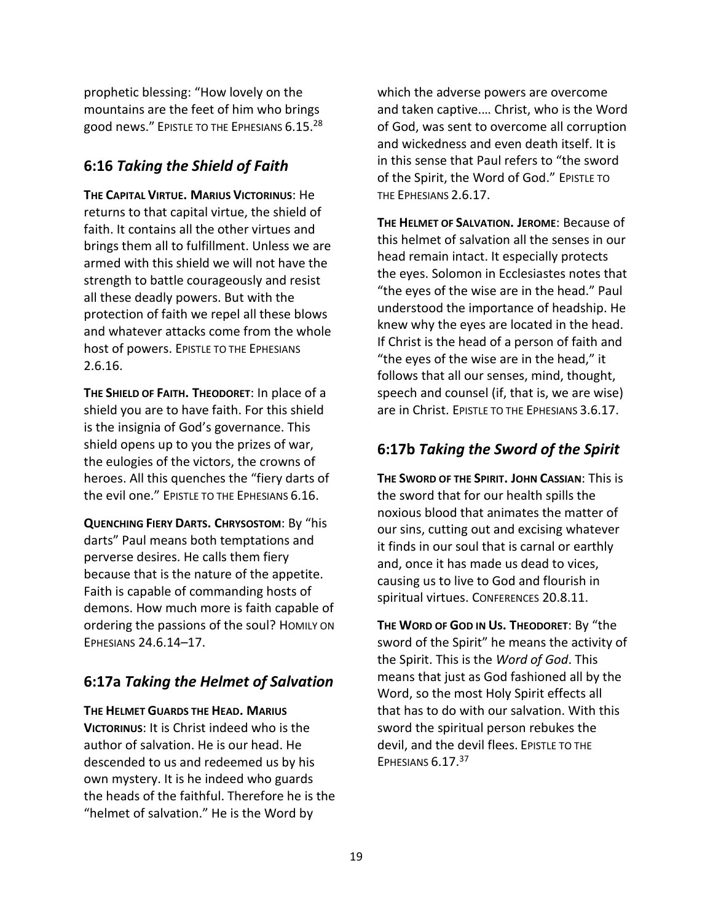prophetic blessing: "How lovely on the mountains are the feet of him who brings good news." EPISTLE TO THE EPHESIANS 6.15.[28]

## 6:16 *Taking the Shield of Faith*

**THE CAPITAL VIRTUE. MARIUS VICTORINUS**: He returns to that capital virtue, the shield of faith. It contains all the other virtues and brings them all to fulfillment. Unless we are armed with this shield we will not have the strength to battle courageously and resist all these deadly powers. But with the protection of faith we repel all these blows and whatever attacks come from the whole host of powers. EPISTLE TO THE EPHESIANS 2.6.16.

**THE SHIELD OF FAITH. THEODORET**: In place of a shield you are to have faith. For this shield is the insignia of God's governance. This shield opens up to you the prizes of war, the eulogies of the victors, the crowns of heroes. All this quenches the "fiery darts of the evil one." EPISTLE TO THE EPHESIANS 6.16.

**QUENCHING FIERY DARTS. CHRYSOSTOM**: By "his darts" Paul means both temptations and perverse desires. He calls them fiery because that is the nature of the appetite. Faith is capable of commanding hosts of demons. How much more is faith capable of ordering the passions of the soul? HOMILY ON EPHESIANS 24.6.14–17.

## 6:17a *Taking the Helmet of Salvation*

**THE HELMET GUARDS THE HEAD. MARIUS VICTORINUS**: It is Christ indeed who is the author of salvation. He is our head. He descended to us and redeemed us by his own mystery. It is he indeed who guards the heads of the faithful. Therefore he is the "helmet of salvation." He is the Word by which the adverse powers are overcome and taken captive.… Christ, who is the Word of God, was sent to overcome all corruption and wickedness and even death itself. It is in this sense that Paul refers to "the sword of the Spirit, the Word of God." EPISTLE TO THE EPHESIANS 2.6.17.

**THE HELMET OF SALVATION. JEROME**: Because of this helmet of salvation all the senses in our head remain intact. It especially protects the eyes. Solomon in Ecclesiastes notes that "the eyes of the wise are in the head." Paul understood the importance of headship. He knew why the eyes are located in the head. If Christ is the head of a person of faith and "the eyes of the wise are in the head," it follows that all our senses, mind, thought, speech and counsel (if, that is, we are wise) are in Christ. EPISTLE TO THE EPHESIANS 3.6.17.

## 6:17b *Taking the Sword of the Spirit*

**THE SWORD OF THE SPIRIT. JOHN CASSIAN**: This is the sword that for our health spills the noxious blood that animates the matter of our sins, cutting out and excising whatever it finds in our soul that is carnal or earthly and, once it has made us dead to vices, causing us to live to God and flourish in spiritual virtues. CONFERENCES 20.8.11.

**THE WORD OF GOD IN US. THEODORET**: By "the sword of the Spirit" he means the activity of the Spirit. This is the *Word of God*. This means that just as God fashioned all by the Word, so the most Holy Spirit effects all that has to do with our salvation. With this sword the spiritual person rebukes the devil, and the devil flees. EPISTLE TO THE EPHESIANS 6.17.[37]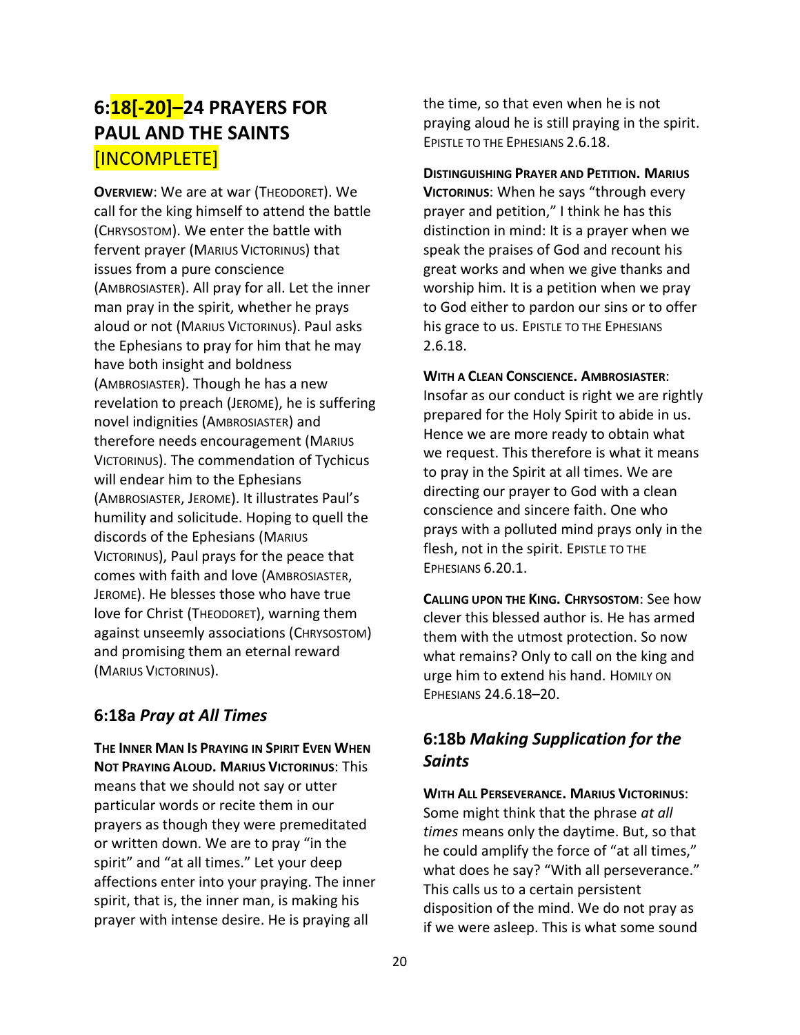## 6:18[-20]–24 PRAYERS FOR PAUL AND THE SAINTS [INCOMPLETE]

**Overview**: We are at war (Theodoret). We call for the king himself to attend the battle (Chrysostom). We enter the battle with fervent prayer (Marius Victorinus) that issues from a pure conscience (Ambrosiaster). All pray for all. Let the inner man pray in the spirit, whether he prays aloud or not (Marius Victorinus). Paul asks the Ephesians to pray for him that he may have both insight and boldness (Ambrosiaster). Though he has a new revelation to preach (Jerome), he is suffering novel indignities (Ambrosiaster) and therefore needs encouragement (Marius Victorinus). The commendation of Tychicus will endear him to the Ephesians (Ambrosiaster, Jerome). It illustrates Paul's humility and solicitude. Hoping to quell the discords of the Ephesians (Marius Victorinus), Paul prays for the peace that comes with faith and love (Ambrosiaster, Jerome). He blesses those who have true love for Christ (Theodoret), warning them against unseemly associations (Chrysostom) and promising them an eternal reward (Marius Victorinus).

### 6:18a *Pray at All Times*

**The Inner Man Is Praying in Spirit Even When Not Praying Aloud. Marius Victorinus**: This means that we should not say or utter particular words or recite them in our prayers as though they were premeditated or written down. We are to pray "in the spirit" and "at all times." Let your deep affections enter into your praying. The inner spirit, that is, the inner man, is making his prayer with intense desire. He is praying all the time, so that even when he is not praying aloud he is still praying in the spirit. Epistle to the Ephesians 2.6.18.

**Distinguishing Prayer and Petition. Marius Victorinus**: When he says "through every prayer and petition," I think he has this distinction in mind: It is a prayer when we speak the praises of God and recount his great works and when we give thanks and worship him. It is a petition when we pray to God either to pardon our sins or to offer his grace to us. Epistle to the Ephesians 2.6.18.

**With a Clean Conscience. Ambrosiaster**: Insofar as our conduct is right we are rightly prepared for the Holy Spirit to abide in us. Hence we are more ready to obtain what we request. This therefore is what it means to pray in the Spirit at all times. We are directing our prayer to God with a clean conscience and sincere faith. One who prays with a polluted mind prays only in the flesh, not in the spirit. Epistle to the Ephesians 6.20.1.

**Calling upon the King. Chrysostom**: See how clever this blessed author is. He has armed them with the utmost protection. So now what remains? Only to call on the king and urge him to extend his hand. Homily on Ephesians 24.6.18–20.

### 6:18b *Making Supplication for the Saints*

**With All Perseverance. Marius Victorinus**: Some might think that the phrase *at all times* means only the daytime. But, so that he could amplify the force of "at all times," what does he say? "With all perseverance." This calls us to a certain persistent disposition of the mind. We do not pray as if we were asleep. This is what some sound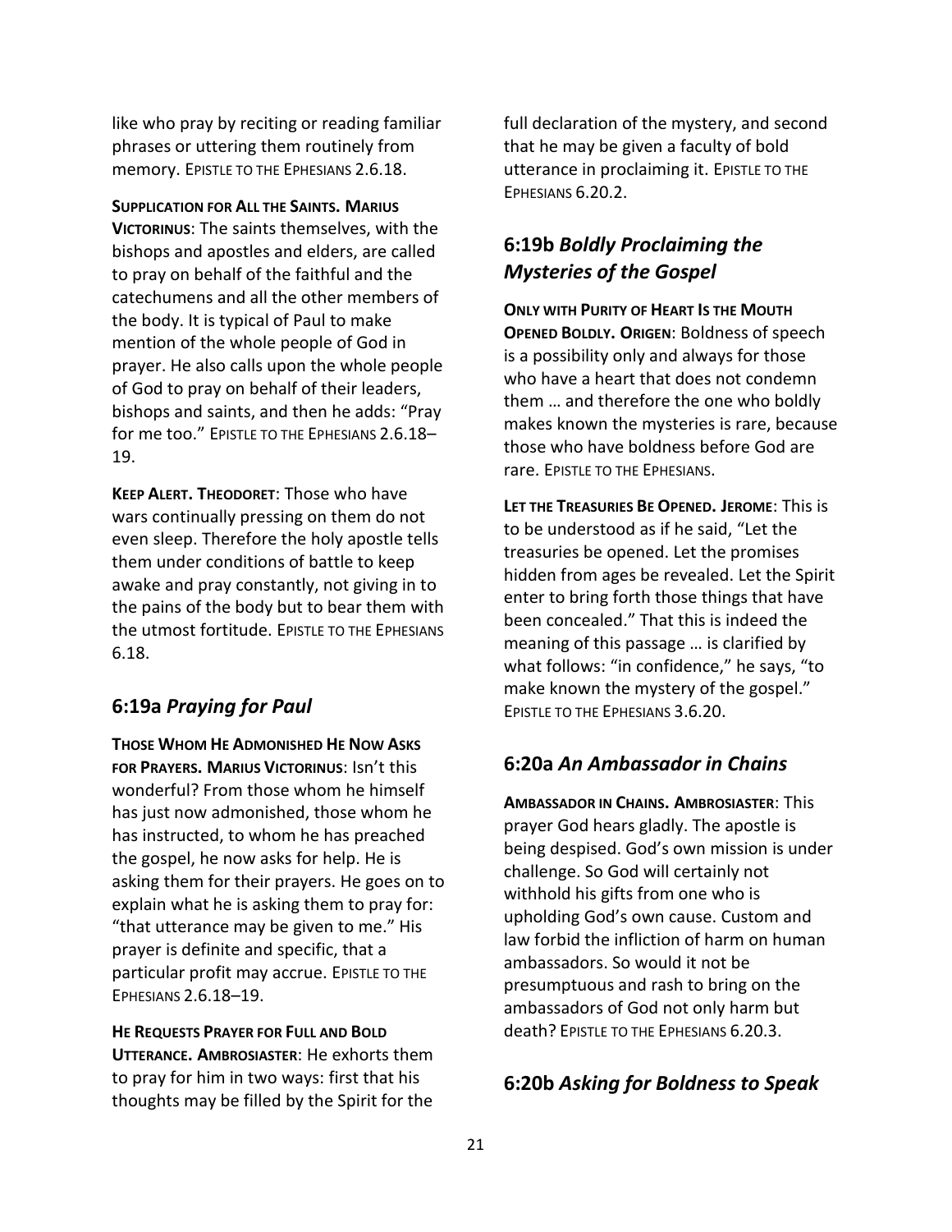like who pray by reciting or reading familiar phrases or uttering them routinely from memory. Epistle to the Ephesians 2.6.18.

**Supplication for All the Saints. Marius Victorinus**: The saints themselves, with the bishops and apostles and elders, are called to pray on behalf of the faithful and the catechumens and all the other members of the body. It is typical of Paul to make mention of the whole people of God in prayer. He also calls upon the whole people of God to pray on behalf of their leaders, bishops and saints, and then he adds: "Pray for me too." Epistle to the Ephesians 2.6.18–19.

**Keep Alert. Theodoret**: Those who have wars continually pressing on them do not even sleep. Therefore the holy apostle tells them under conditions of battle to keep awake and pray constantly, not giving in to the pains of the body but to bear them with the utmost fortitude. Epistle to the Ephesians 6.18.

## 6:19a *Praying for Paul*

**Those Whom He Admonished He Now Asks for Prayers. Marius Victorinus**: Isn't this wonderful? From those whom he himself has just now admonished, those whom he has instructed, to whom he has preached the gospel, he now asks for help. He is asking them for their prayers. He goes on to explain what he is asking them to pray for: "that utterance may be given to me." His prayer is definite and specific, that a particular profit may accrue. Epistle to the Ephesians 2.6.18–19.

**He Requests Prayer for Full and Bold Utterance. Ambrosiaster**: He exhorts them to pray for him in two ways: first that his thoughts may be filled by the Spirit for the full declaration of the mystery, and second that he may be given a faculty of bold utterance in proclaiming it. Epistle to the Ephesians 6.20.2.

## 6:19b *Boldly Proclaiming the Mysteries of the Gospel*

**Only with Purity of Heart Is the Mouth Opened Boldly. Origen**: Boldness of speech is a possibility only and always for those who have a heart that does not condemn them … and therefore the one who boldly makes known the mysteries is rare, because those who have boldness before God are rare. Epistle to the Ephesians.

**Let the Treasuries Be Opened. Jerome**: This is to be understood as if he said, "Let the treasuries be opened. Let the promises hidden from ages be revealed. Let the Spirit enter to bring forth those things that have been concealed." That this is indeed the meaning of this passage … is clarified by what follows: "in confidence," he says, "to make known the mystery of the gospel." Epistle to the Ephesians 3.6.20.

## 6:20a *An Ambassador in Chains*

**Ambassador in Chains. Ambrosiaster**: This prayer God hears gladly. The apostle is being despised. God's own mission is under challenge. So God will certainly not withhold his gifts from one who is upholding God's own cause. Custom and law forbid the infliction of harm on human ambassadors. So would it not be presumptuous and rash to bring on the ambassadors of God not only harm but death? Epistle to the Ephesians 6.20.3.

## 6:20b *Asking for Boldness to Speak*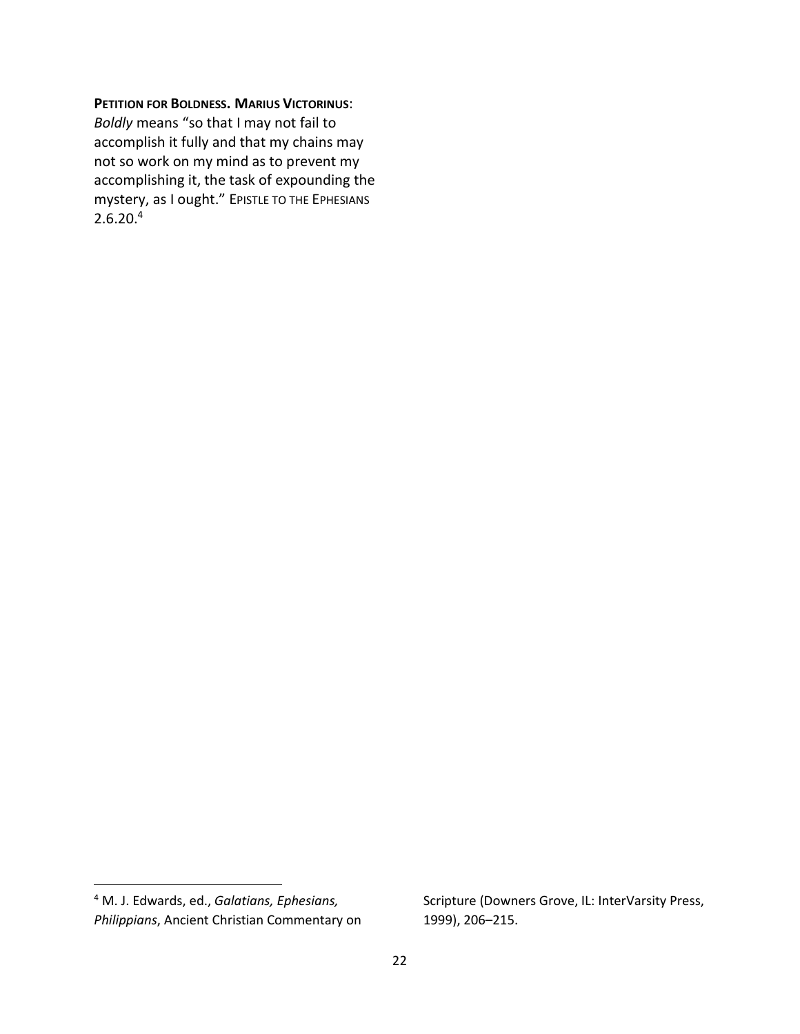**PETITION FOR BOLDNESS. MARIUS VICTORINUS**: *Boldly* means "so that I may not fail to accomplish it fully and that my chains may not so work on my mind as to prevent my accomplishing it, the task of expounding the mystery, as I ought." EPISTLE TO THE EPHESIANS 2.6.20.[4]

---

[4] M. J. Edwards, ed., *Galatians, Ephesians, Philippians*, Ancient Christian Commentary on Scripture (Downers Grove, IL: InterVarsity Press, 1999), 206–215.